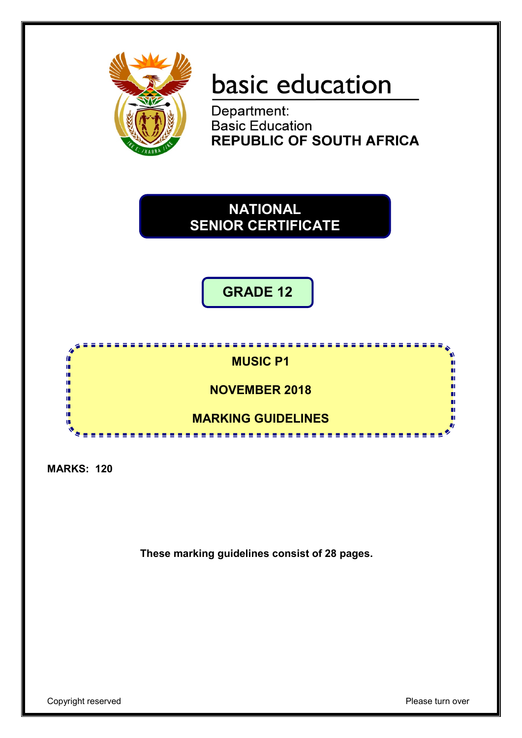basic education

Department:
Basic Education
**REPUBLIC OF SOUTH AFRICA**

# NATIONAL SENIOR CERTIFICATE

## GRADE 12

**MUSIC P1**

**NOVEMBER 2018**

**MARKING GUIDELINES**

**MARKS: 120**

**These marking guidelines consist of 28 pages.**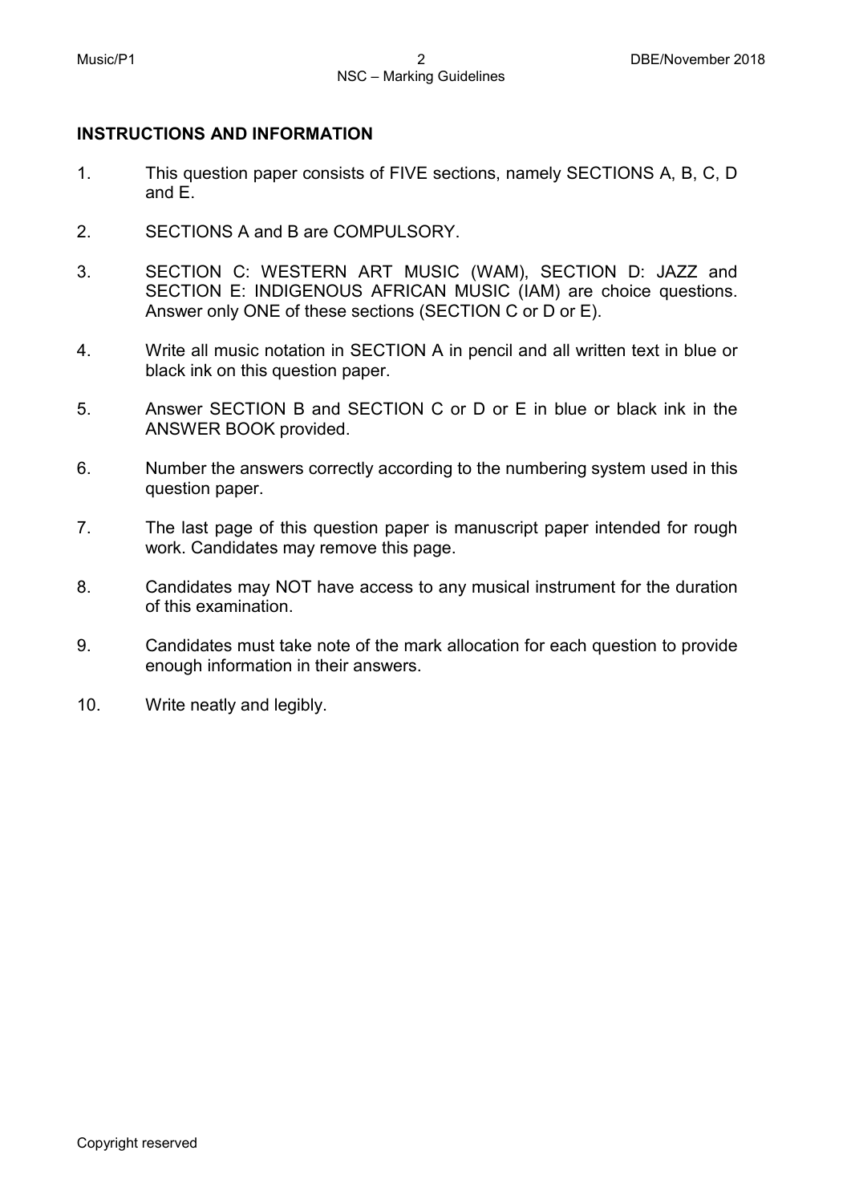**INSTRUCTIONS AND INFORMATION**

1. This question paper consists of FIVE sections, namely SECTIONS A, B, C, D and E.

2. SECTIONS A and B are COMPULSORY.

3. SECTION C: WESTERN ART MUSIC (WAM), SECTION D: JAZZ and SECTION E: INDIGENOUS AFRICAN MUSIC (IAM) are choice questions. Answer only ONE of these sections (SECTION C or D or E).

4. Write all music notation in SECTION A in pencil and all written text in blue or black ink on this question paper.

5. Answer SECTION B and SECTION C or D or E in blue or black ink in the ANSWER BOOK provided.

6. Number the answers correctly according to the numbering system used in this question paper.

7. The last page of this question paper is manuscript paper intended for rough work. Candidates may remove this page.

8. Candidates may NOT have access to any musical instrument for the duration of this examination.

9. Candidates must take note of the mark allocation for each question to provide enough information in their answers.

10. Write neatly and legibly.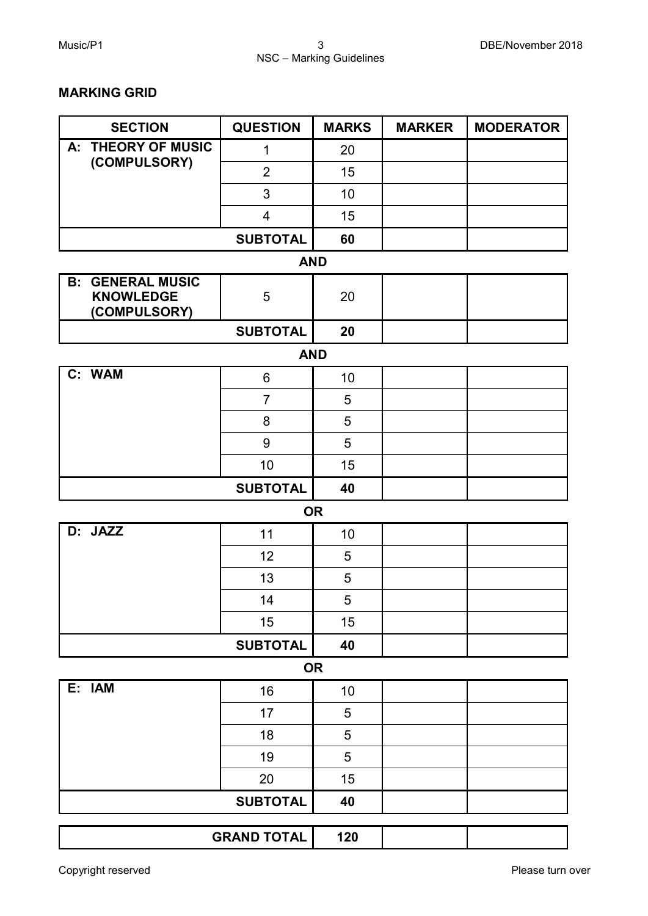## MARKING GRID

| SECTION | QUESTION | MARKS | MARKER | MODERATOR |
|---|---|---|---|---|
| A: THEORY OF MUSIC (COMPULSORY) | 1 | 20 | | |
| | 2 | 15 | | |
| | 3 | 10 | | |
| | 4 | 15 | | |
| | **SUBTOTAL** | **60** | | |

**AND**

| SECTION | QUESTION | MARKS | MARKER | MODERATOR |
|---|---|---|---|---|
| B: GENERAL MUSIC KNOWLEDGE (COMPULSORY) | 5 | 20 | | |
| | **SUBTOTAL** | **20** | | |

**AND**

| SECTION | QUESTION | MARKS | MARKER | MODERATOR |
|---|---|---|---|---|
| C: WAM | 6 | 10 | | |
| | 7 | 5 | | |
| | 8 | 5 | | |
| | 9 | 5 | | |
| | 10 | 15 | | |
| | **SUBTOTAL** | **40** | | |

**OR**

| SECTION | QUESTION | MARKS | MARKER | MODERATOR |
|---|---|---|---|---|
| D: JAZZ | 11 | 10 | | |
| | 12 | 5 | | |
| | 13 | 5 | | |
| | 14 | 5 | | |
| | 15 | 15 | | |
| | **SUBTOTAL** | **40** | | |

**OR**

| SECTION | QUESTION | MARKS | MARKER | MODERATOR |
|---|---|---|---|---|
| E: IAM | 16 | 10 | | |
| | 17 | 5 | | |
| | 18 | 5 | | |
| | 19 | 5 | | |
| | 20 | 15 | | |
| | **SUBTOTAL** | **40** | | |

| | **GRAND TOTAL** | **120** | | |
|---|---|---|---|---|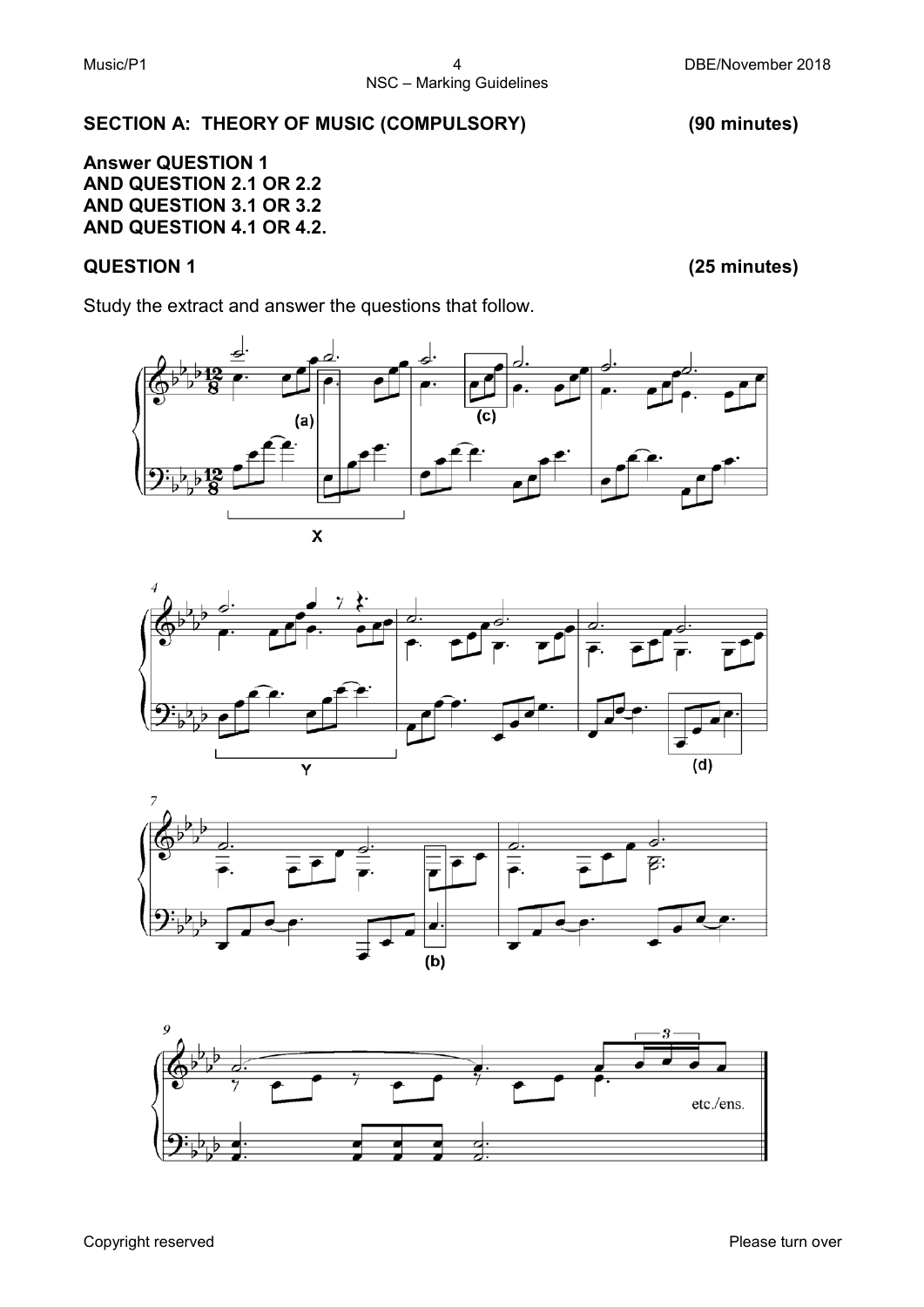## SECTION A: THEORY OF MUSIC (COMPULSORY) (90 minutes)

**Answer QUESTION 1**
**AND QUESTION 2.1 OR 2.2**
**AND QUESTION 3.1 OR 3.2**
**AND QUESTION 4.1 OR 4.2.**

## QUESTION 1 (25 minutes)

Study the extract and answer the questions that follow.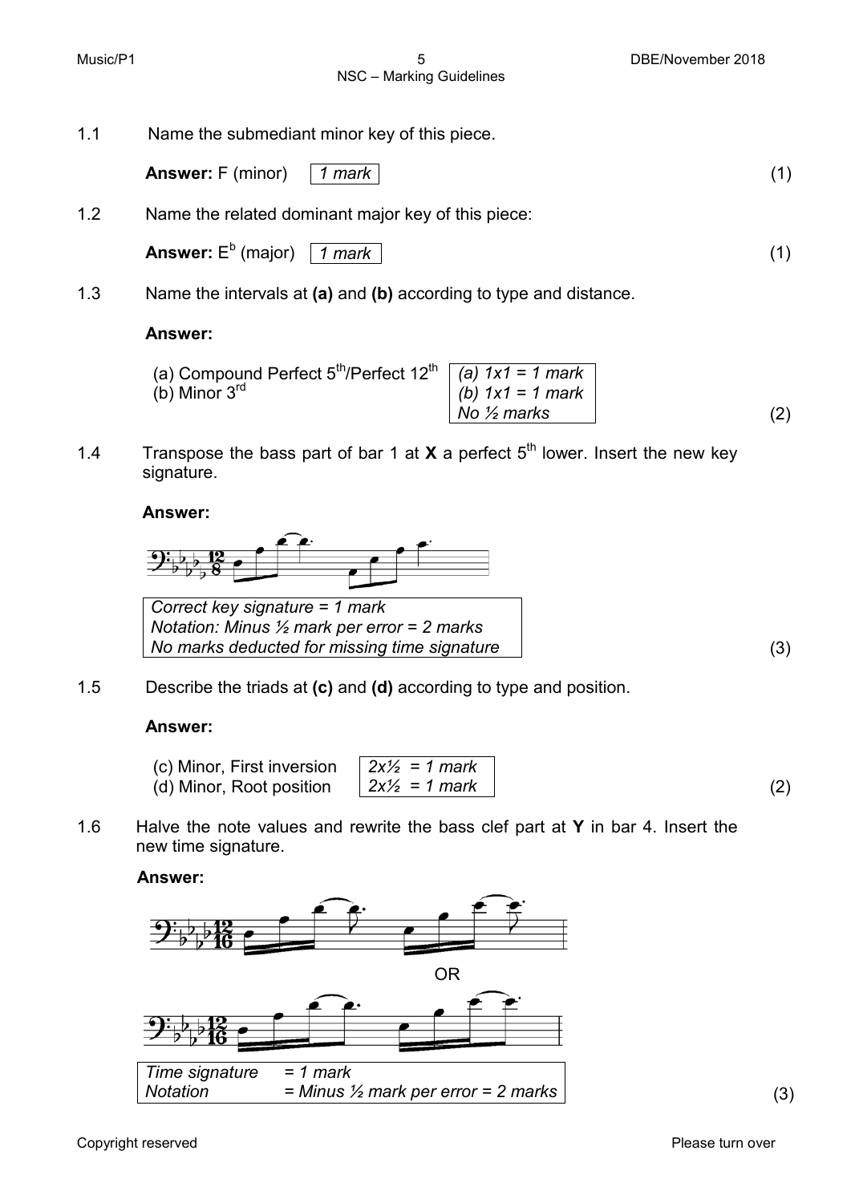1.1 Name the submediant minor key of this piece.

**Answer:** F (minor) *1 mark* (1)

1.2 Name the related dominant major key of this piece:

**Answer:** E$^b$ (major) *1 mark* (1)

1.3 Name the intervals at **(a)** and **(b)** according to type and distance.

**Answer:**

(a) Compound Perfect 5$^{th}$/Perfect 12$^{th}$
(b) Minor 3$^{rd}$

*(a) 1x1 = 1 mark*
*(b) 1x1 = 1 mark*
*No ½ marks* (2)

1.4 Transpose the bass part of bar 1 at **X** a perfect 5$^{th}$ lower. Insert the new key signature.

**Answer:**

*Correct key signature = 1 mark*
*Notation: Minus ½ mark per error = 2 marks*
*No marks deducted for missing time signature* (3)

1.5 Describe the triads at **(c)** and **(d)** according to type and position.

**Answer:**

(c) Minor, First inversion *2x½ = 1 mark*
(d) Minor, Root position *2x½ = 1 mark* (2)

1.6 Halve the note values and rewrite the bass clef part at **Y** in bar 4. Insert the new time signature.

**Answer:**

OR

*Time signature = 1 mark*
*Notation = Minus ½ mark per error = 2 marks* (3)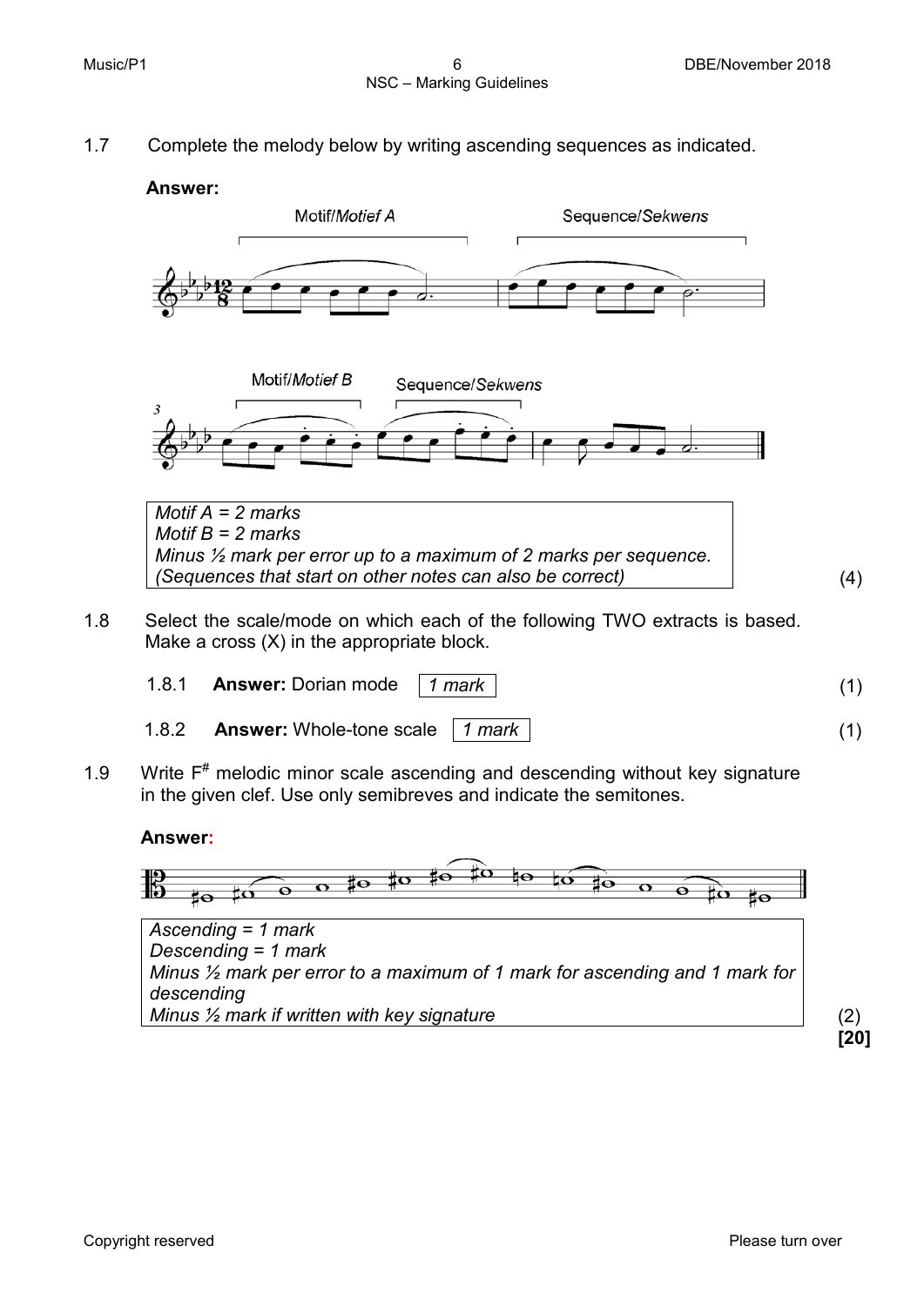1.7 Complete the melody below by writing ascending sequences as indicated.

**Answer:**

Motif/*Motief A* Sequence/*Sekwens*

Motif/*Motief B* Sequence/*Sekwens*

| *Motif A = 2 marks*<br>*Motif B = 2 marks*<br>*Minus ½ mark per error up to a maximum of 2 marks per sequence.*<br>*(Sequences that start on other notes can also be correct)* |
|---|

(4)

1.8 Select the scale/mode on which each of the following TWO extracts is based. Make a cross (X) in the appropriate block.

1.8.1 **Answer:** Dorian mode *1 mark* (1)

1.8.2 **Answer:** Whole-tone scale *1 mark* (1)

1.9 Write $F^{\#}$ melodic minor scale ascending and descending without key signature in the given clef. Use only semibreves and indicate the semitones.

**Answer:**

| *Ascending = 1 mark*<br>*Descending = 1 mark*<br>*Minus ½ mark per error to a maximum of 1 mark for ascending and 1 mark for descending*<br>*Minus ½ mark if written with key signature* |
|---|

(2)

**[20]**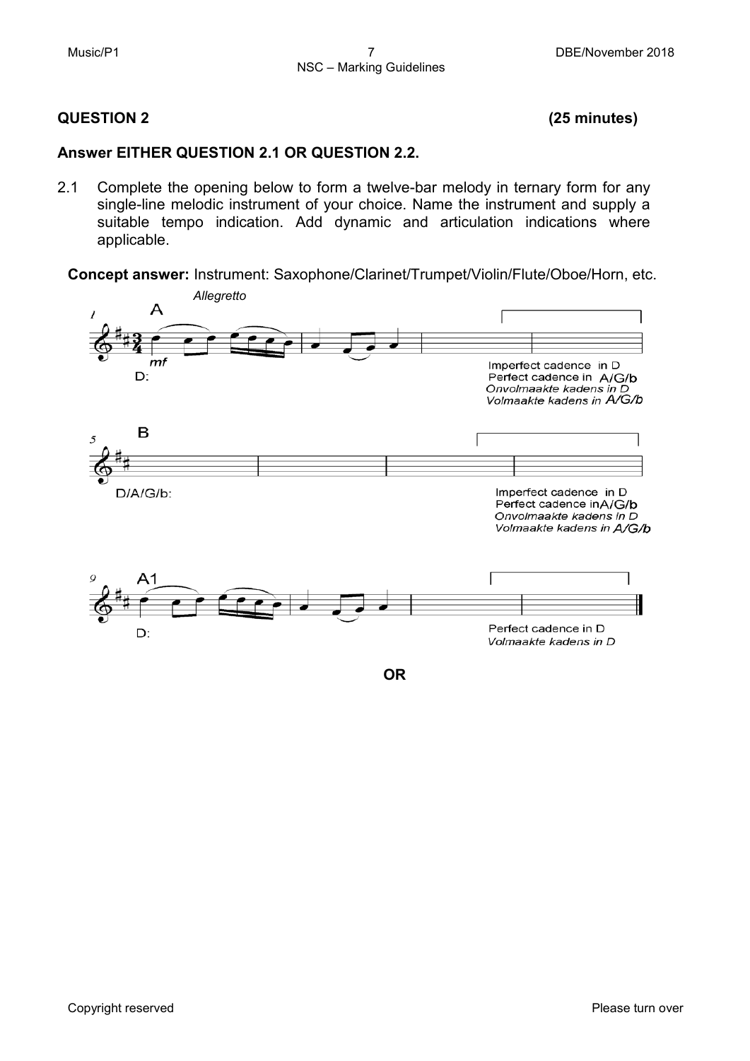## QUESTION 2 **(25 minutes)**

### Answer EITHER QUESTION 2.1 OR QUESTION 2.2.

2.1 Complete the opening below to form a twelve-bar melody in ternary form for any single-line melodic instrument of your choice. Name the instrument and supply a suitable tempo indication. Add dynamic and articulation indications where applicable.

**Concept answer:** Instrument: Saxophone/Clarinet/Trumpet/Violin/Flute/Oboe/Horn, etc.

*Allegretto*

A

*mf*

D:

Imperfect cadence in D
Perfect cadence in A/G/b
*Onvolmaakte kadens in D*
*Volmaakte kadens in A/G/b*

B

D/A/G/b:

Imperfect cadence in D
Perfect cadence in A/G/b
*Onvolmaakte kadens in D*
*Volmaakte kadens in A/G/b*

A1

D:

Perfect cadence in D
*Volmaakte kadens in D*

**OR**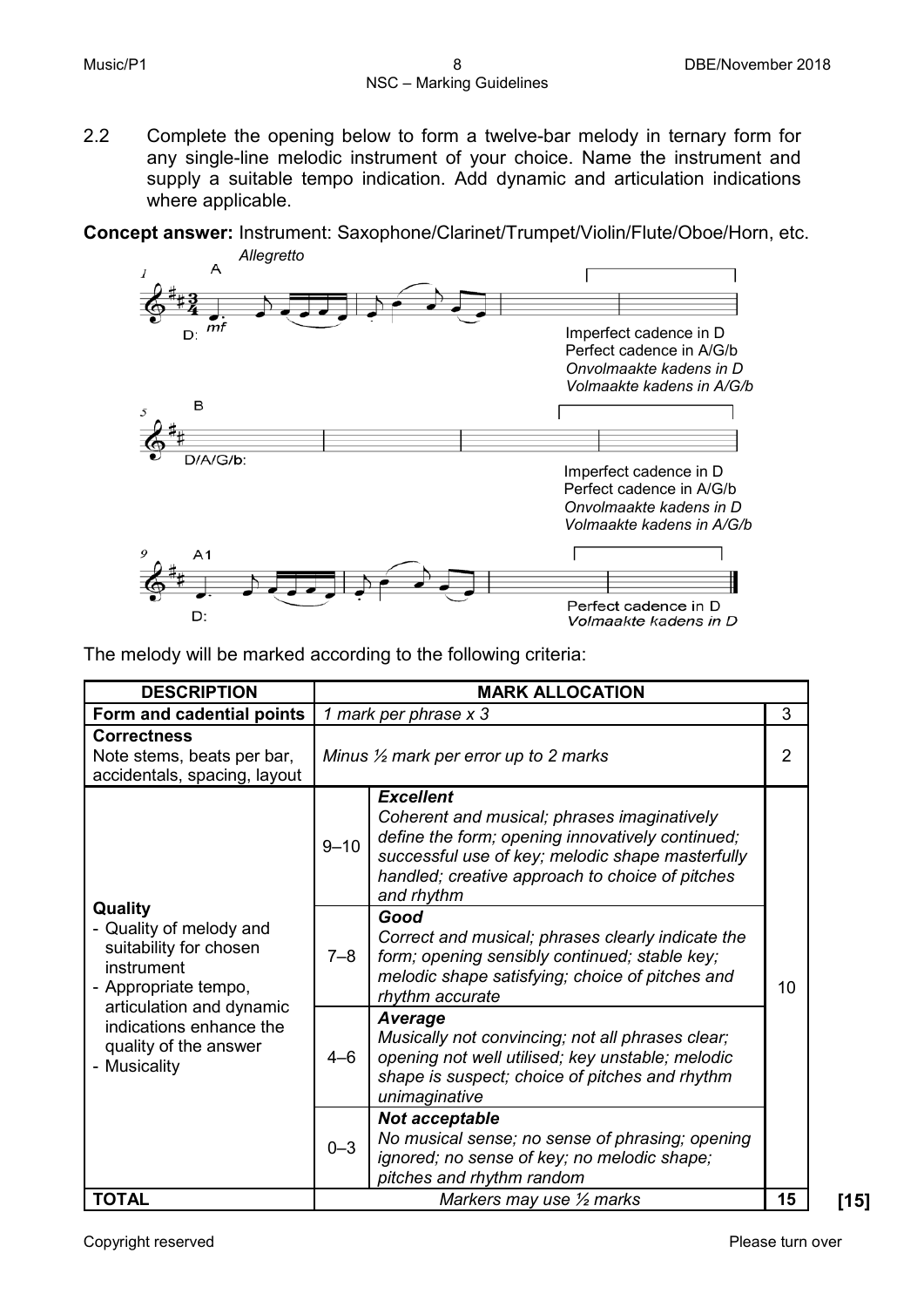2.2 Complete the opening below to form a twelve-bar melody in ternary form for any single-line melodic instrument of your choice. Name the instrument and supply a suitable tempo indication. Add dynamic and articulation indications where applicable.

**Concept answer:** Instrument: Saxophone/Clarinet/Trumpet/Violin/Flute/Oboe/Horn, etc.

*Allegretto*

A (bars 1–4) D:
Imperfect cadence in D
Perfect cadence in A/G/b
*Onvolmaakte kadens in D*
*Volmaakte kadens in A/G/b*

B (bars 5–8) D/A/G/b:
Imperfect cadence in D
Perfect cadence in A/G/b
*Onvolmaakte kadens in D*
*Volmaakte kadens in A/G/b*

A1 (bars 9–12) D:
Perfect cadence in D
*Volmaakte kadens in D*

The melody will be marked according to the following criteria:

| DESCRIPTION | MARK ALLOCATION | | |
|---|---|---|---|
| **Form and cadential points** | *1 mark per phrase x 3* | | 3 |
| **Correctness** Note stems, beats per bar, accidentals, spacing, layout | *Minus ½ mark per error up to 2 marks* | | 2 |
| **Quality** - Quality of melody and suitability for chosen instrument - Appropriate tempo, articulation and dynamic indications enhance the quality of the answer - Musicality | 9–10 | ***Excellent*** *Coherent and musical; phrases imaginatively define the form; opening innovatively continued; successful use of key; melodic shape masterfully handled; creative approach to choice of pitches and rhythm* | 10 |
| | 7–8 | ***Good*** *Correct and musical; phrases clearly indicate the form; opening sensibly continued; stable key; melodic shape satisfying; choice of pitches and rhythm accurate* | |
| | 4–6 | ***Average*** *Musically not convincing; not all phrases clear; opening not well utilised; key unstable; melodic shape is suspect; choice of pitches and rhythm unimaginative* | |
| | 0–3 | ***Not acceptable*** *No musical sense; no sense of phrasing; opening ignored; no sense of key; no melodic shape; pitches and rhythm random* | |
| **TOTAL** | *Markers may use ½ marks* | | **15** |

**[15]**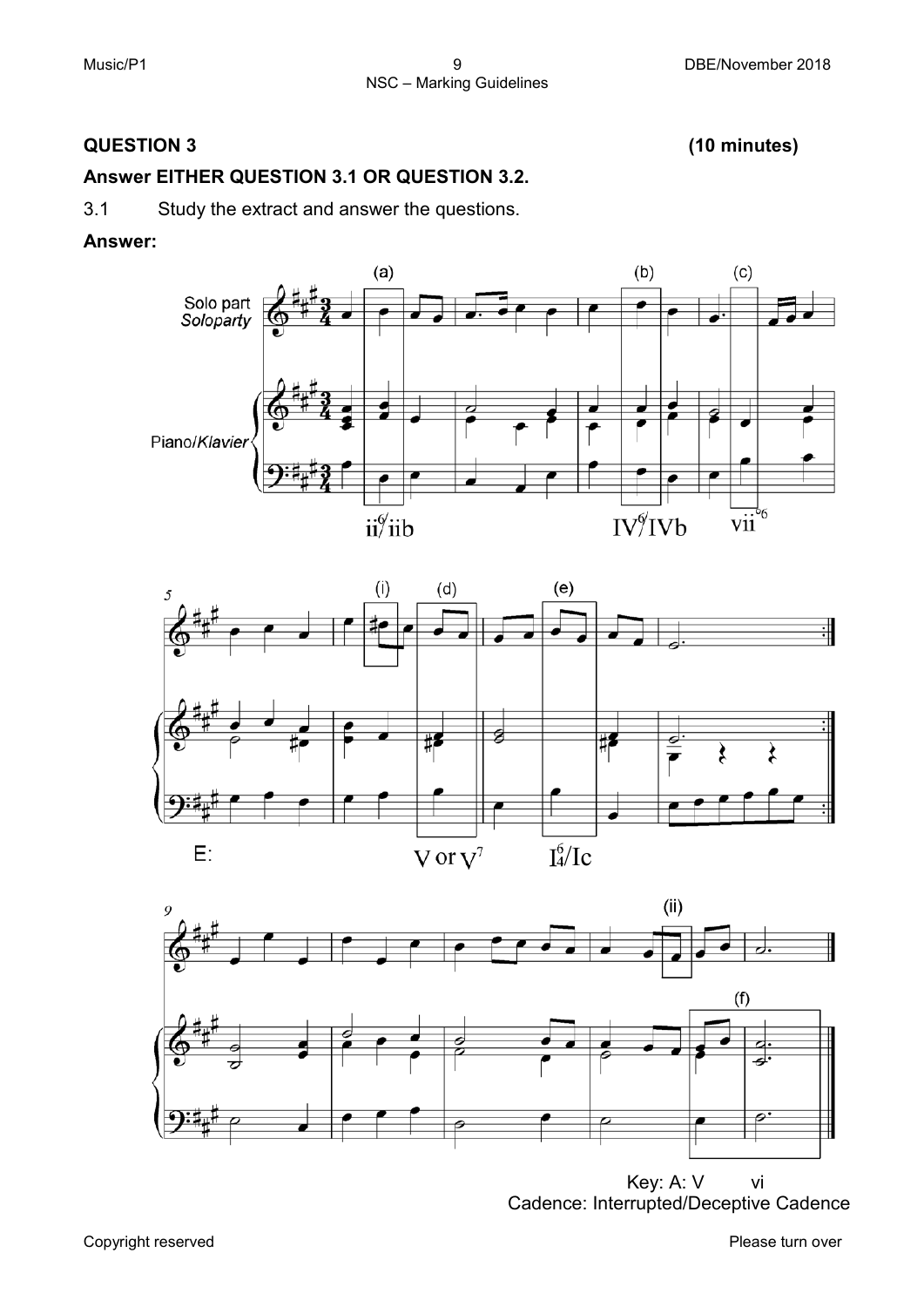## QUESTION 3 (10 minutes)

**Answer EITHER QUESTION 3.1 OR QUESTION 3.2.**

3.1 Study the extract and answer the questions.

**Answer:**

(a) ii⁶/iib

(b) IV⁶/IVb

(c) vii°⁶

E:

(i)

(d) V or V⁷

(e) I⁶₄/Ic

(ii)

(f)

Key: A: V vi

Cadence: Interrupted/Deceptive Cadence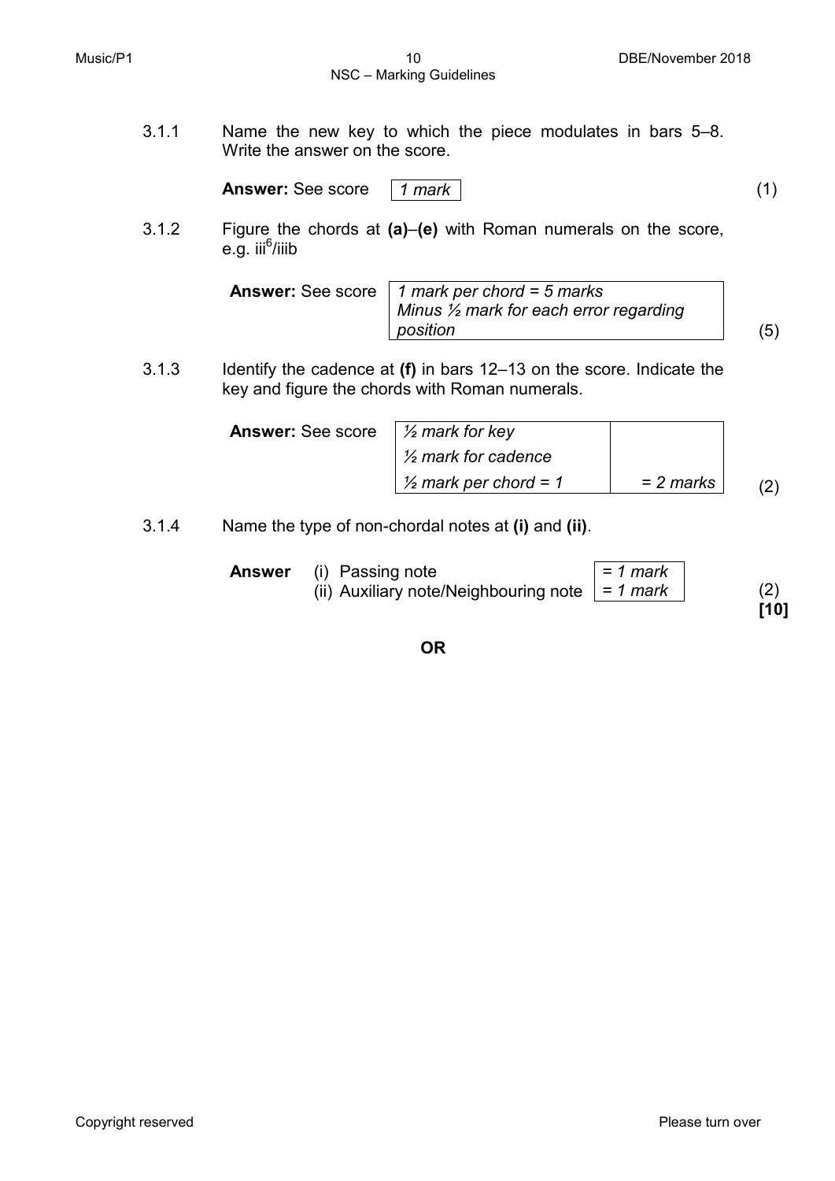3.1.1 Name the new key to which the piece modulates in bars 5–8. Write the answer on the score.

**Answer:** See score

| *1 mark* |
|---|

(1)

3.1.2 Figure the chords at **(a)**–**(e)** with Roman numerals on the score, e.g. $iii^6$/iiib

**Answer:** See score

| *1 mark per chord = 5 marks* |
|---|
| *Minus ½ mark for each error regarding position* |

(5)

3.1.3 Identify the cadence at **(f)** in bars 12–13 on the score. Indicate the key and figure the chords with Roman numerals.

**Answer:** See score

| | |
|---|---|
| *½ mark for key* | |
| *½ mark for cadence* | |
| *½ mark per chord = 1* | *= 2 marks* |

(2)

3.1.4 Name the type of non-chordal notes at **(i)** and **(ii)**.

| **Answer** | | |
|---|---|---|
| | (i) Passing note | *= 1 mark* |
| | (ii) Auxiliary note/Neighbouring note | *= 1 mark* |

(2)
**[10]**

**OR**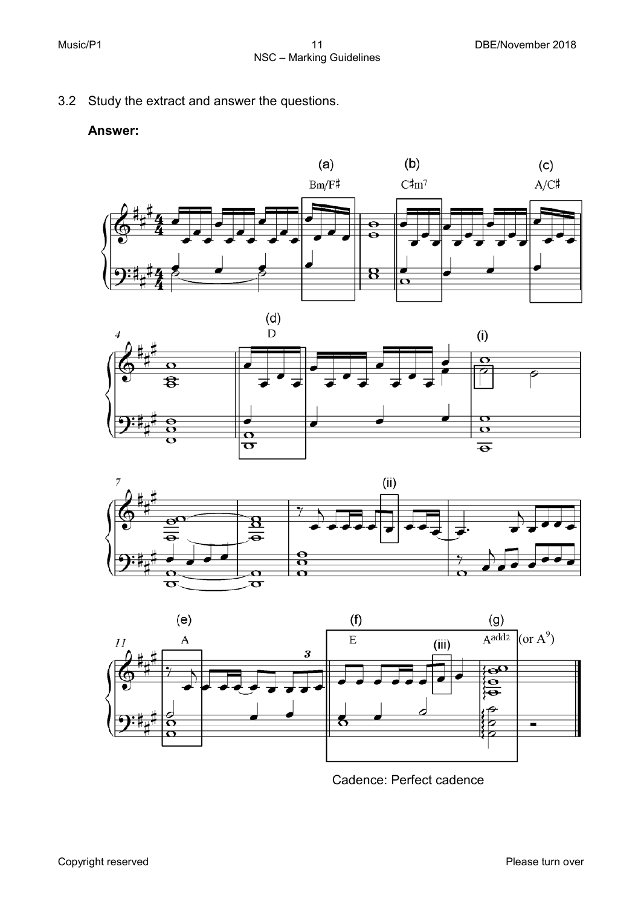3.2 Study the extract and answer the questions.

**Answer:**

(a) Bm/F♯

(b) C♯m7

(c) A/C♯

(d) D

(i)

(ii)

(e) A

(f) E

(iii)

(g) Aadd2 (or A9)

Cadence: Perfect cadence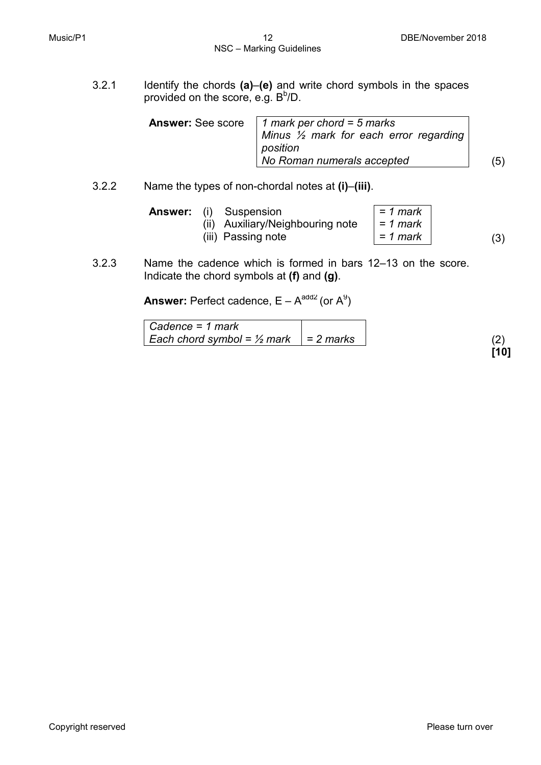3.2.1 Identify the chords **(a)**–**(e)** and write chord symbols in the spaces provided on the score, e.g. $B^b$/D.

| **Answer:** See score | *1 mark per chord = 5 marks*<br>*Minus ½ mark for each error regarding position*<br>*No Roman numerals accepted* |
|---|---|

(5)

3.2.2 Name the types of non-chordal notes at **(i)**–**(iii)**.

| **Answer:** | | |
|---|---|---|
| | (i) Suspension | *= 1 mark* |
| | (ii) Auxiliary/Neighbouring note | *= 1 mark* |
| | (iii) Passing note | *= 1 mark* |

(3)

3.2.3 Name the cadence which is formed in bars 12–13 on the score. Indicate the chord symbols at **(f)** and **(g)**.

**Answer:** Perfect cadence, E – $A^{add2}$ (or $A^9$)

| *Cadence = 1 mark*<br>*Each chord symbol = ½ mark* | *= 2 marks* |
|---|---|

(2)

**[10]**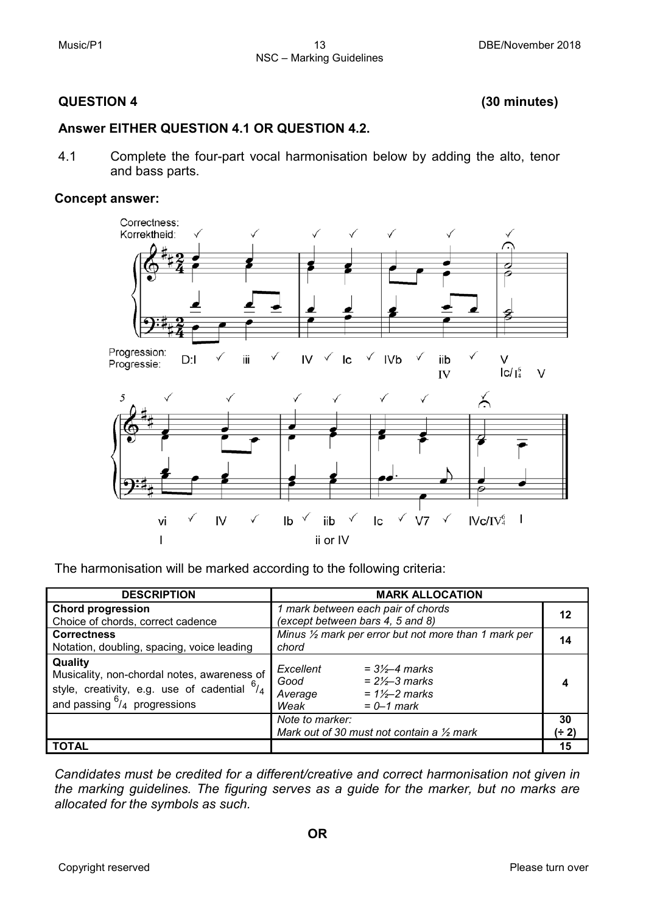## QUESTION 4 (30 minutes)

**Answer EITHER QUESTION 4.1 OR QUESTION 4.2.**

4.1 Complete the four-part vocal harmonisation below by adding the alto, tenor and bass parts.

**Concept answer:**

The harmonisation will be marked according to the following criteria:

| DESCRIPTION | MARK ALLOCATION | |
|---|---|---|
| **Chord progression**<br>Choice of chords, correct cadence | *1 mark between each pair of chords (except between bars 4, 5 and 8)* | **12** |
| **Correctness**<br>Notation, doubling, spacing, voice leading | *Minus ½ mark per error but not more than 1 mark per chord* | **14** |
| **Quality**<br>Musicality, non-chordal notes, awareness of style, creativity, e.g. use of cadential $^6/_4$ and passing $^6/_4$ progressions | *Excellent = 3½–4 marks*<br>*Good = 2½–3 marks*<br>*Average = 1½–2 marks*<br>*Weak = 0–1 mark* | **4** |
| | *Note to marker:*<br>*Mark out of 30 must not contain a ½ mark* | **30 (÷ 2)** |
| **TOTAL** | | **15** |

*Candidates must be credited for a different/creative and correct harmonisation not given in the marking guidelines. The figuring serves as a guide for the marker, but no marks are allocated for the symbols as such.*

**OR**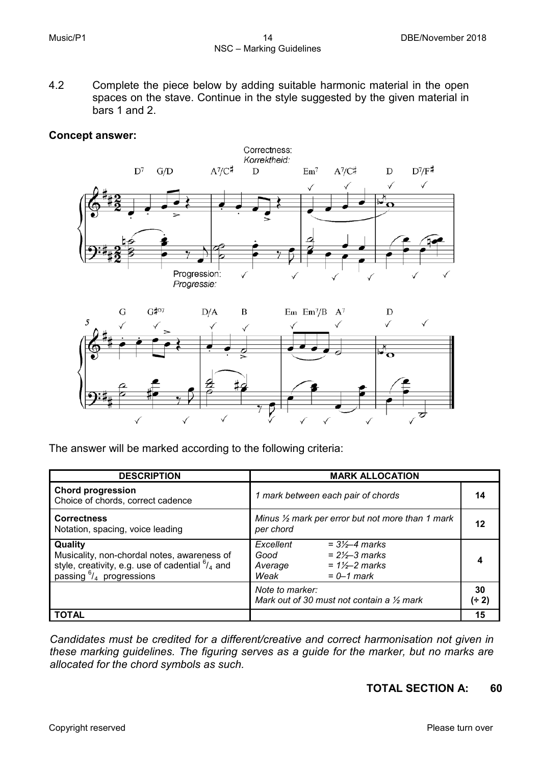4.2 Complete the piece below by adding suitable harmonic material in the open spaces on the stave. Continue in the style suggested by the given material in bars 1 and 2.

**Concept answer:**

The answer will be marked according to the following criteria:

| DESCRIPTION | MARK ALLOCATION | | |
|---|---|---|---|
| **Chord progression**<br>Choice of chords, correct cadence | *1 mark between each pair of chords* | | 14 |
| **Correctness**<br>Notation, spacing, voice leading | *Minus ½ mark per error but not more than 1 mark per chord* | | 12 |
| **Quality**<br>Musicality, non-chordal notes, awareness of style, creativity, e.g. use of cadential $^6/_4$ and passing $^6/_4$ progressions | *Excellent*<br>*Good*<br>*Average*<br>*Weak* | *= 3½–4 marks*<br>*= 2½–3 marks*<br>*= 1½–2 marks*<br>*= 0–1 mark* | 4 |
| | *Note to marker:*<br>*Mark out of 30 must not contain a ½ mark* | | 30<br>(÷ 2) |
| **TOTAL** | | | 15 |

*Candidates must be credited for a different/creative and correct harmonisation not given in these marking guidelines. The figuring serves as a guide for the marker, but no marks are allocated for the chord symbols as such.*

**TOTAL SECTION A: 60**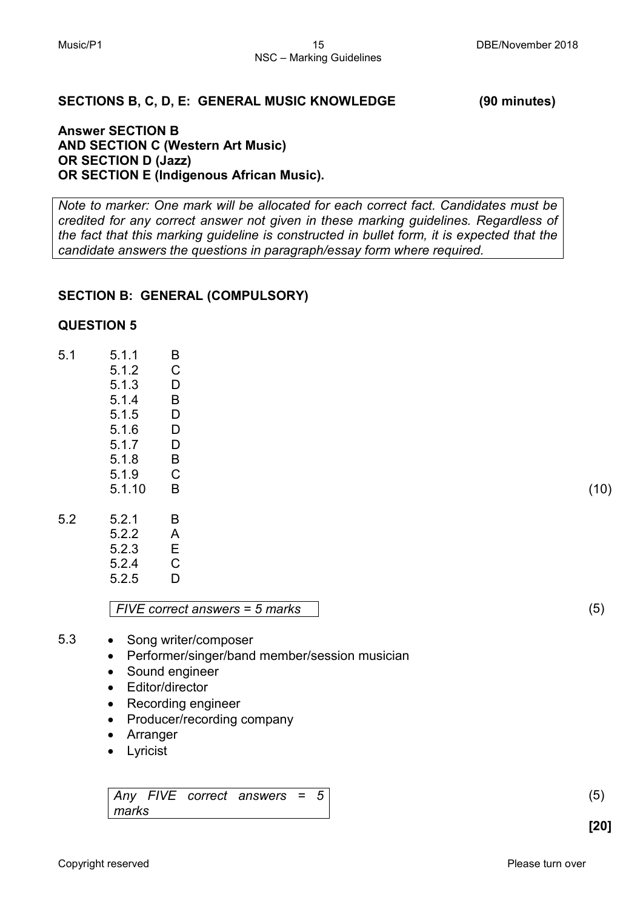## SECTIONS B, C, D, E: GENERAL MUSIC KNOWLEDGE (90 minutes)

**Answer SECTION B**
**AND SECTION C (Western Art Music)**
**OR SECTION D (Jazz)**
**OR SECTION E (Indigenous African Music).**

*Note to marker: One mark will be allocated for each correct fact. Candidates must be credited for any correct answer not given in these marking guidelines. Regardless of the fact that this marking guideline is constructed in bullet form, it is expected that the candidate answers the questions in paragraph/essay form where required.*

## SECTION B: GENERAL (COMPULSORY)

### QUESTION 5

5.1

| | |
|---|---|
| 5.1.1 | B |
| 5.1.2 | C |
| 5.1.3 | D |
| 5.1.4 | B |
| 5.1.5 | D |
| 5.1.6 | D |
| 5.1.7 | D |
| 5.1.8 | B |
| 5.1.9 | C |
| 5.1.10 | B |

(10)

5.2

| | |
|---|---|
| 5.2.1 | B |
| 5.2.2 | A |
| 5.2.3 | E |
| 5.2.4 | C |
| 5.2.5 | D |

*FIVE correct answers = 5 marks* (5)

5.3
- Song writer/composer
- Performer/singer/band member/session musician
- Sound engineer
- Editor/director
- Recording engineer
- Producer/recording company
- Arranger
- Lyricist

*Any FIVE correct answers = 5 marks* (5)

**[20]**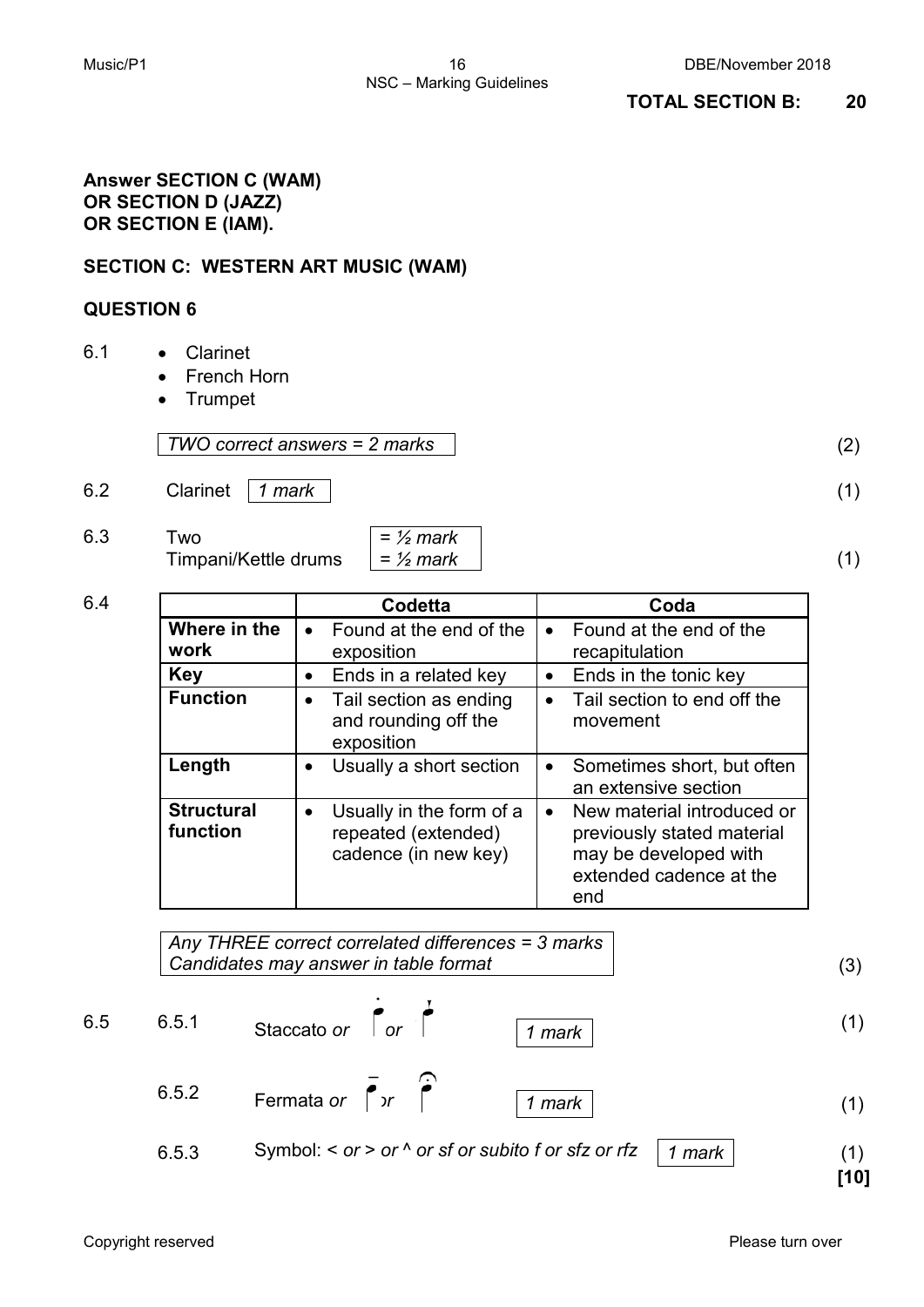**TOTAL SECTION B: 20**

**Answer SECTION C (WAM)**
**OR SECTION D (JAZZ)**
**OR SECTION E (IAM).**

## SECTION C: WESTERN ART MUSIC (WAM)

### QUESTION 6

6.1
- Clarinet
- French Horn
- Trumpet

*TWO correct answers = 2 marks* (2)

6.2 Clarinet *1 mark* (1)

6.3 Two *= ½ mark*
Timpani/Kettle drums *= ½ mark* (1)

6.4

| | Codetta | Coda |
|---|---|---|
| **Where in the work** | • Found at the end of the exposition | • Found at the end of the recapitulation |
| **Key** | • Ends in a related key | • Ends in the tonic key |
| **Function** | • Tail section as ending and rounding off the exposition | • Tail section to end off the movement |
| **Length** | • Usually a short section | • Sometimes short, but often an extensive section |
| **Structural function** | • Usually in the form of a repeated (extended) cadence (in new key) | • New material introduced or previously stated material may be developed with extended cadence at the end |

*Any THREE correct correlated differences = 3 marks*
*Candidates may answer in table format* (3)

6.5 6.5.1 Staccato *or* [note with staccato dot] *or* [note with staccatissimo] *1 mark* (1)

6.5.2 Fermata *or* [note with tenuto] *or* [note with fermata] *1 mark* (1)

6.5.3 Symbol: < *or* > *or* ^ *or sf or subito f or sfz or rfz* *1 mark* (1)

**[10]**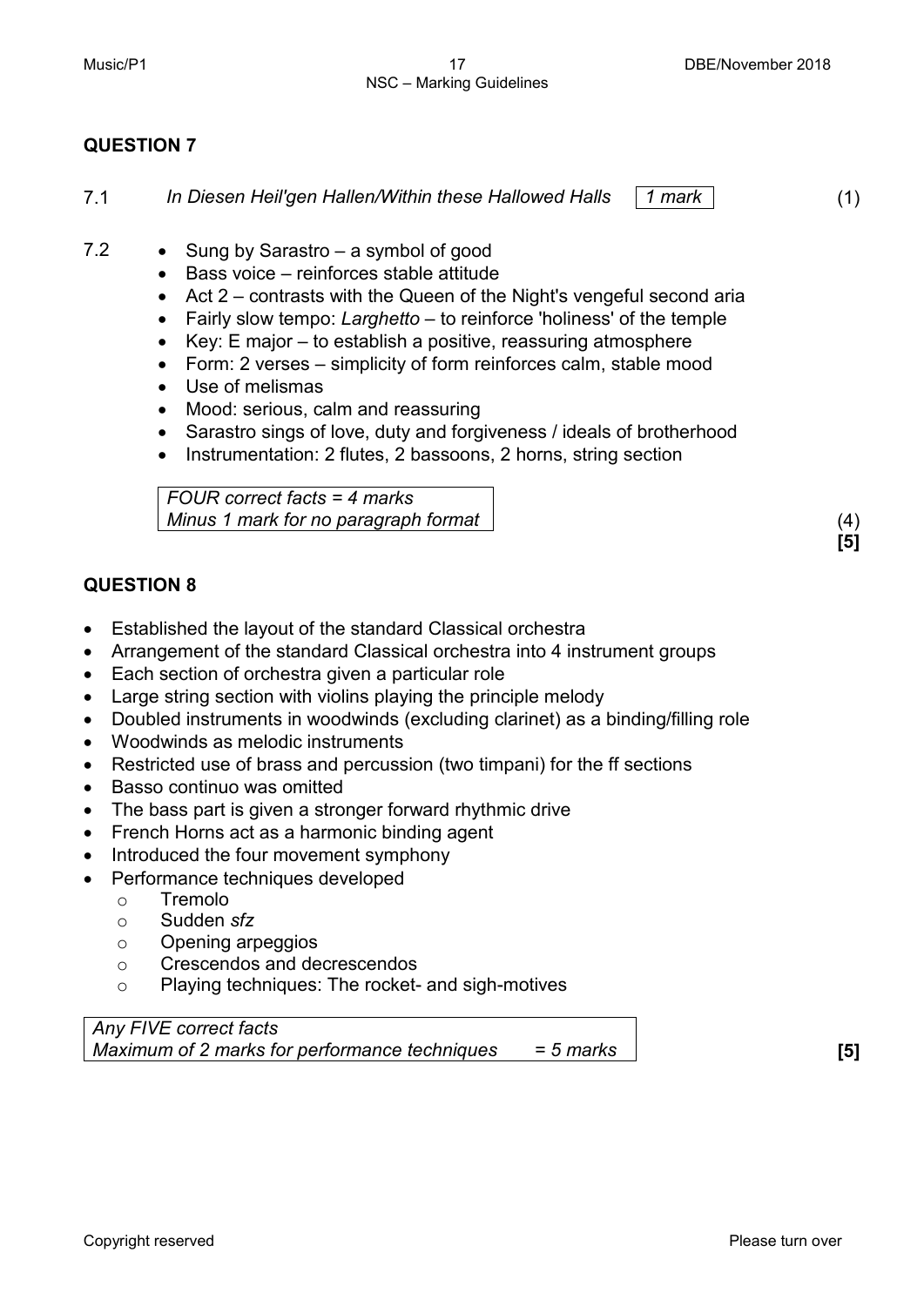## QUESTION 7

7.1 *In Diesen Heil'gen Hallen/Within these Hallowed Halls* | *1 mark* | (1)

7.2
- Sung by Sarastro – a symbol of good
- Bass voice – reinforces stable attitude
- Act 2 – contrasts with the Queen of the Night's vengeful second aria
- Fairly slow tempo: *Larghetto* – to reinforce 'holiness' of the temple
- Key: E major – to establish a positive, reassuring atmosphere
- Form: 2 verses – simplicity of form reinforces calm, stable mood
- Use of melismas
- Mood: serious, calm and reassuring
- Sarastro sings of love, duty and forgiveness / ideals of brotherhood
- Instrumentation: 2 flutes, 2 bassoons, 2 horns, string section

| *FOUR correct facts = 4 marks* |
|---|
| *Minus 1 mark for no paragraph format* |

(4)
**[5]**

## QUESTION 8

- Established the layout of the standard Classical orchestra
- Arrangement of the standard Classical orchestra into 4 instrument groups
- Each section of orchestra given a particular role
- Large string section with violins playing the principle melody
- Doubled instruments in woodwinds (excluding clarinet) as a binding/filling role
- Woodwinds as melodic instruments
- Restricted use of brass and percussion (two timpani) for the ff sections
- Basso continuo was omitted
- The bass part is given a stronger forward rhythmic drive
- French Horns act as a harmonic binding agent
- Introduced the four movement symphony
- Performance techniques developed
  - Tremolo
  - Sudden *sfz*
  - Opening arpeggios
  - Crescendos and decrescendos
  - Playing techniques: The rocket- and sigh-motives

| *Any FIVE correct facts* | |
|---|---|
| *Maximum of 2 marks for performance techniques* | *= 5 marks* |

**[5]**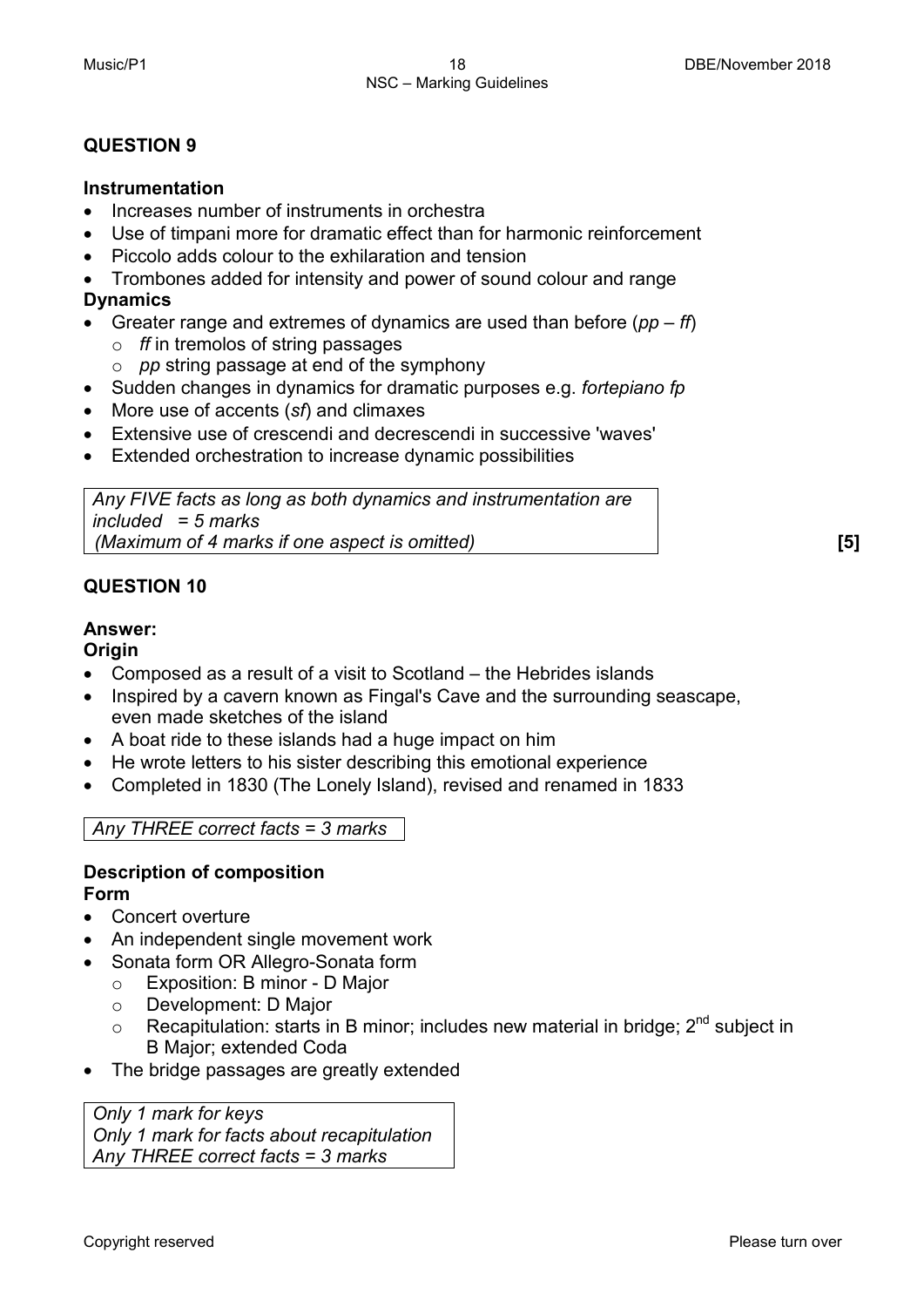## QUESTION 9

**Instrumentation**

- Increases number of instruments in orchestra
- Use of timpani more for dramatic effect than for harmonic reinforcement
- Piccolo adds colour to the exhilaration and tension
- Trombones added for intensity and power of sound colour and range

**Dynamics**

- Greater range and extremes of dynamics are used than before (*pp* – *ff*)
  - *ff* in tremolos of string passages
  - *pp* string passage at end of the symphony
- Sudden changes in dynamics for dramatic purposes e.g. *fortepiano fp*
- More use of accents (*sf*) and climaxes
- Extensive use of crescendi and decrescendi in successive 'waves'
- Extended orchestration to increase dynamic possibilities

*Any FIVE facts as long as both dynamics and instrumentation are included = 5 marks*
*(Maximum of 4 marks if one aspect is omitted)*

**[5]**

## QUESTION 10

**Answer:**

**Origin**

- Composed as a result of a visit to Scotland – the Hebrides islands
- Inspired by a cavern known as Fingal's Cave and the surrounding seascape, even made sketches of the island
- A boat ride to these islands had a huge impact on him
- He wrote letters to his sister describing this emotional experience
- Completed in 1830 (The Lonely Island), revised and renamed in 1833

*Any THREE correct facts = 3 marks*

**Description of composition**

**Form**

- Concert overture
- An independent single movement work
- Sonata form OR Allegro-Sonata form
  - Exposition: B minor - D Major
  - Development: D Major
  - Recapitulation: starts in B minor; includes new material in bridge; 2nd subject in B Major; extended Coda
- The bridge passages are greatly extended

*Only 1 mark for keys*
*Only 1 mark for facts about recapitulation*
*Any THREE correct facts = 3 marks*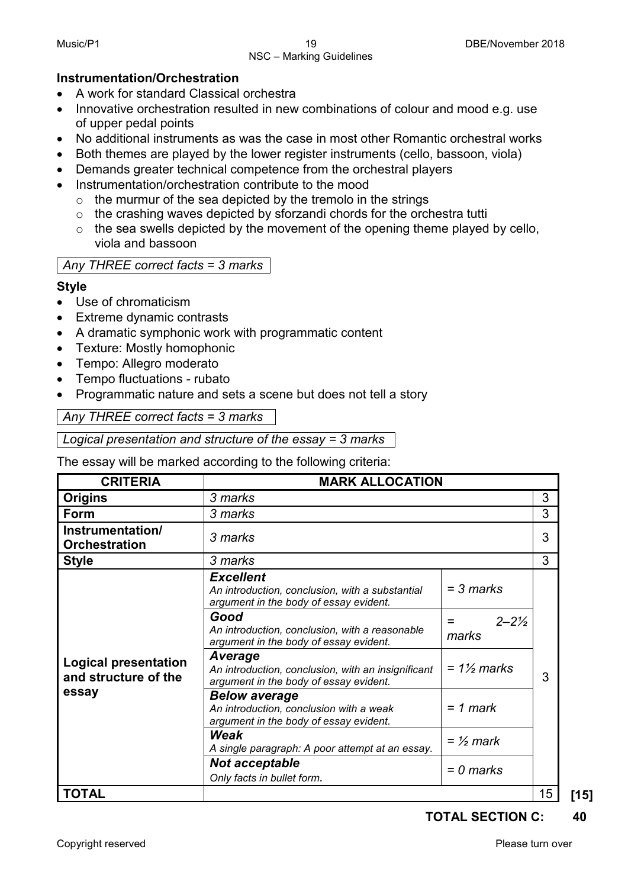**Instrumentation/Orchestration**

- A work for standard Classical orchestra
- Innovative orchestration resulted in new combinations of colour and mood e.g. use of upper pedal points
- No additional instruments as was the case in most other Romantic orchestral works
- Both themes are played by the lower register instruments (cello, bassoon, viola)
- Demands greater technical competence from the orchestral players
- Instrumentation/orchestration contribute to the mood
  - the murmur of the sea depicted by the tremolo in the strings
  - the crashing waves depicted by sforzandi chords for the orchestra tutti
  - the sea swells depicted by the movement of the opening theme played by cello, viola and bassoon

*Any THREE correct facts = 3 marks*

**Style**

- Use of chromaticism
- Extreme dynamic contrasts
- A dramatic symphonic work with programmatic content
- Texture: Mostly homophonic
- Tempo: Allegro moderato
- Tempo fluctuations - rubato
- Programmatic nature and sets a scene but does not tell a story

*Any THREE correct facts = 3 marks*

*Logical presentation and structure of the essay = 3 marks*

The essay will be marked according to the following criteria:

| CRITERIA | MARK ALLOCATION | | |
|---|---|---|---|
| **Origins** | *3 marks* | | 3 |
| **Form** | *3 marks* | | 3 |
| **Instrumentation/ Orchestration** | *3 marks* | | 3 |
| **Style** | *3 marks* | | 3 |
| **Logical presentation and structure of the essay** | ***Excellent*** *An introduction, conclusion, with a substantial argument in the body of essay evident.* | *= 3 marks* | 3 |
| | ***Good*** *An introduction, conclusion, with a reasonable argument in the body of essay evident.* | *= 2–2½ marks* | |
| | ***Average*** *An introduction, conclusion, with an insignificant argument in the body of essay evident.* | *= 1½ marks* | |
| | ***Below average*** *An introduction, conclusion with a weak argument in the body of essay evident.* | *= 1 mark* | |
| | ***Weak*** *A single paragraph: A poor attempt at an essay.* | *= ½ mark* | |
| | ***Not acceptable*** *Only facts in bullet form.* | *= 0 marks* | |
| **TOTAL** | | | 15 |

**[15]**

**TOTAL SECTION C: 40**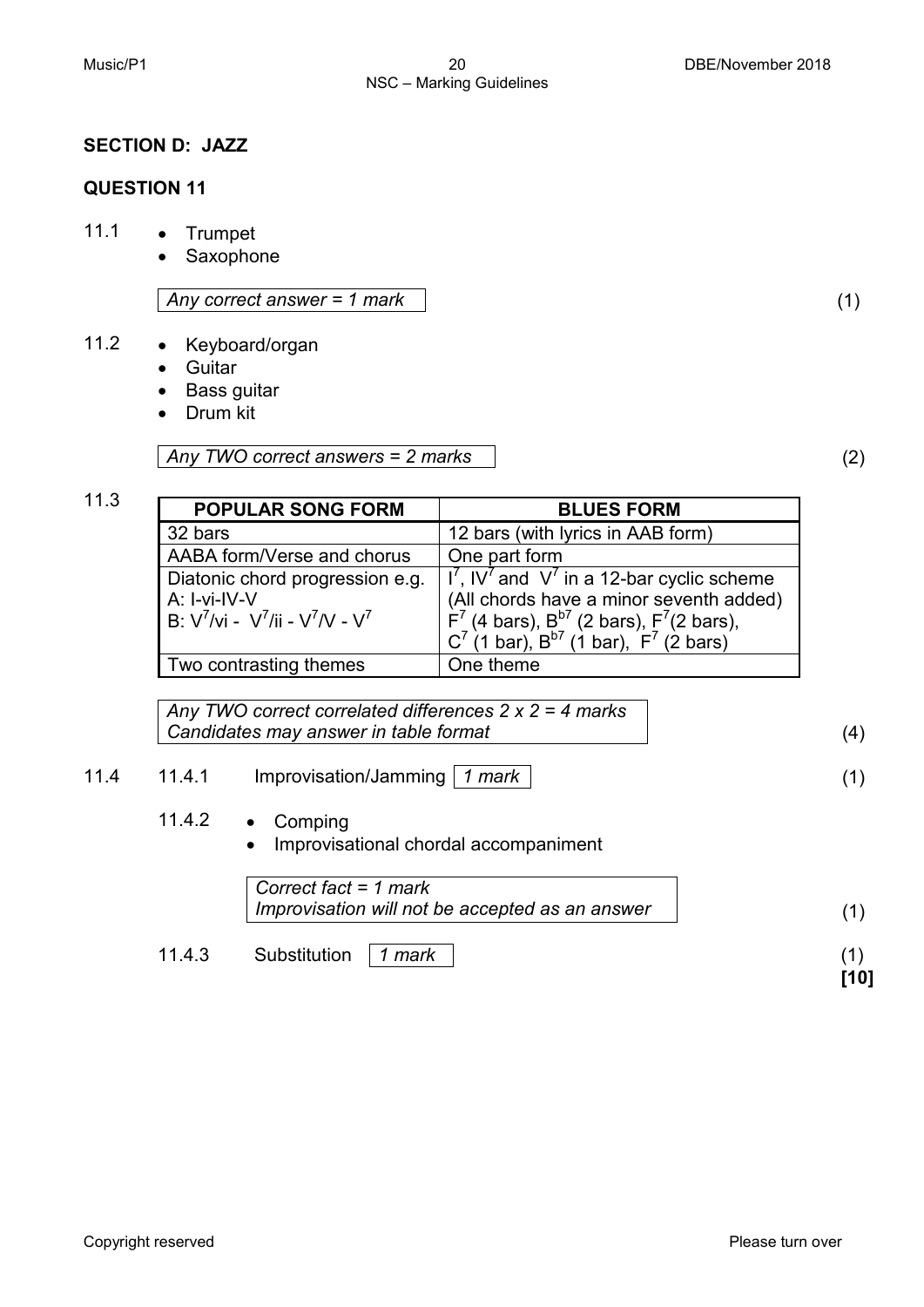## SECTION D: JAZZ

## QUESTION 11

11.1
- Trumpet
- Saxophone

*Any correct answer = 1 mark* (1)

11.2
- Keyboard/organ
- Guitar
- Bass guitar
- Drum kit

*Any TWO correct answers = 2 marks* (2)

11.3

| POPULAR SONG FORM | BLUES FORM |
|---|---|
| 32 bars | 12 bars (with lyrics in AAB form) |
| AABA form/Verse and chorus | One part form |
| Diatonic chord progression e.g. A: I-vi-IV-V B: $V^7$/vi - $V^7$/ii - $V^7$/V - $V^7$ | $I^7$, $IV^7$ and $V^7$ in a 12-bar cyclic scheme (All chords have a minor seventh added) $F^7$ (4 bars), $B^{b7}$ (2 bars), $F^7$(2 bars), $C^7$ (1 bar), $B^{b7}$ (1 bar), $F^7$ (2 bars) |
| Two contrasting themes | One theme |

*Any TWO correct correlated differences 2 x 2 = 4 marks*
*Candidates may answer in table format* (4)

11.4

11.4.1 Improvisation/Jamming *1 mark* (1)

11.4.2
- Comping
- Improvisational chordal accompaniment

*Correct fact = 1 mark*
*Improvisation will not be accepted as an answer* (1)

11.4.3 Substitution *1 mark* (1)

**[10]**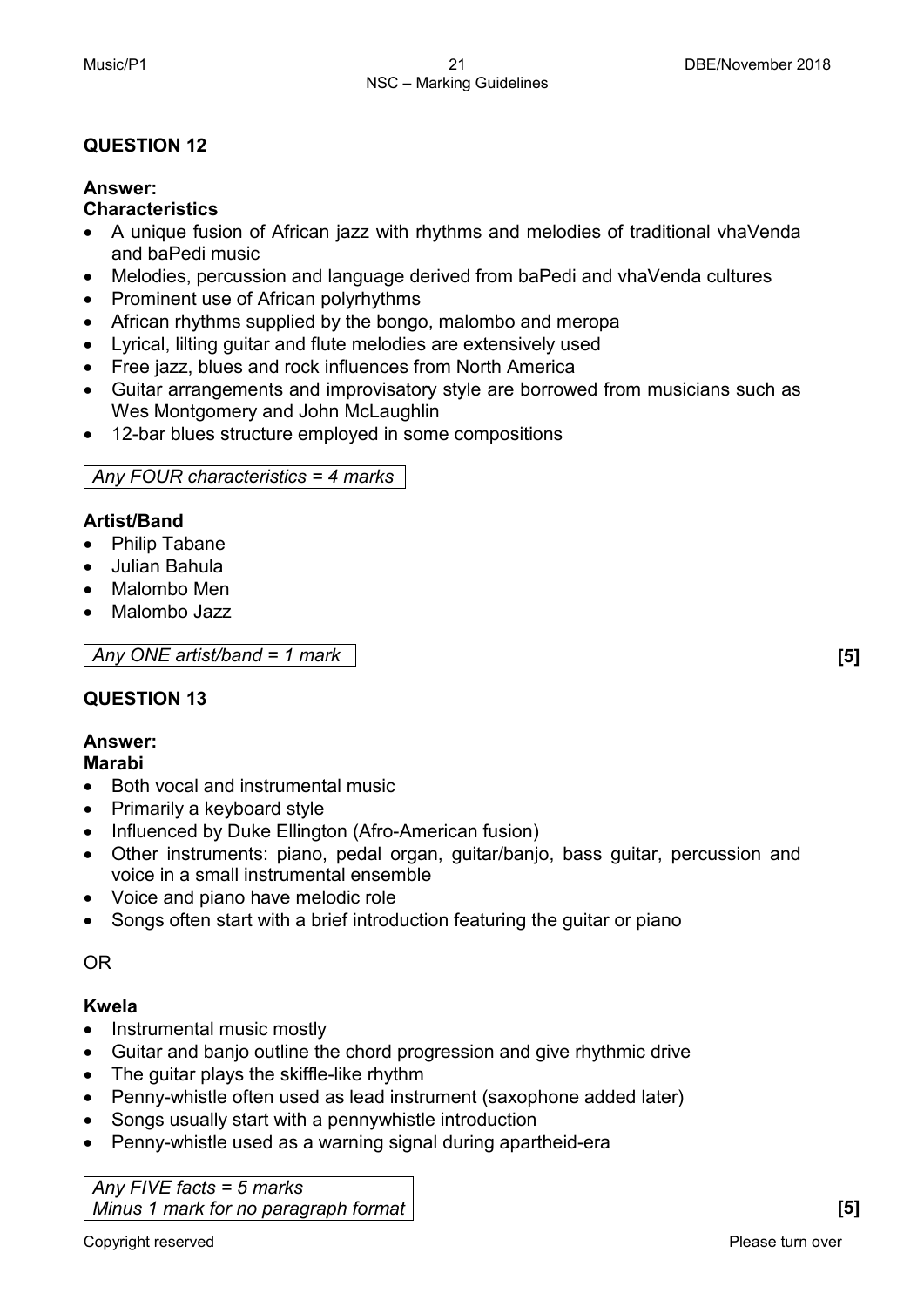## QUESTION 12

**Answer:**
**Characteristics**

- A unique fusion of African jazz with rhythms and melodies of traditional vhaVenda and baPedi music
- Melodies, percussion and language derived from baPedi and vhaVenda cultures
- Prominent use of African polyrhythms
- African rhythms supplied by the bongo, malombo and meropa
- Lyrical, lilting guitar and flute melodies are extensively used
- Free jazz, blues and rock influences from North America
- Guitar arrangements and improvisatory style are borrowed from musicians such as Wes Montgomery and John McLaughlin
- 12-bar blues structure employed in some compositions

*Any FOUR characteristics = 4 marks*

**Artist/Band**

- Philip Tabane
- Julian Bahula
- Malombo Men
- Malombo Jazz

*Any ONE artist/band = 1 mark* **[5]**

## QUESTION 13

**Answer:**
**Marabi**

- Both vocal and instrumental music
- Primarily a keyboard style
- Influenced by Duke Ellington (Afro-American fusion)
- Other instruments: piano, pedal organ, guitar/banjo, bass guitar, percussion and voice in a small instrumental ensemble
- Voice and piano have melodic role
- Songs often start with a brief introduction featuring the guitar or piano

OR

**Kwela**

- Instrumental music mostly
- Guitar and banjo outline the chord progression and give rhythmic drive
- The guitar plays the skiffle-like rhythm
- Penny-whistle often used as lead instrument (saxophone added later)
- Songs usually start with a pennywhistle introduction
- Penny-whistle used as a warning signal during apartheid-era

*Any FIVE facts = 5 marks*
*Minus 1 mark for no paragraph format* **[5]**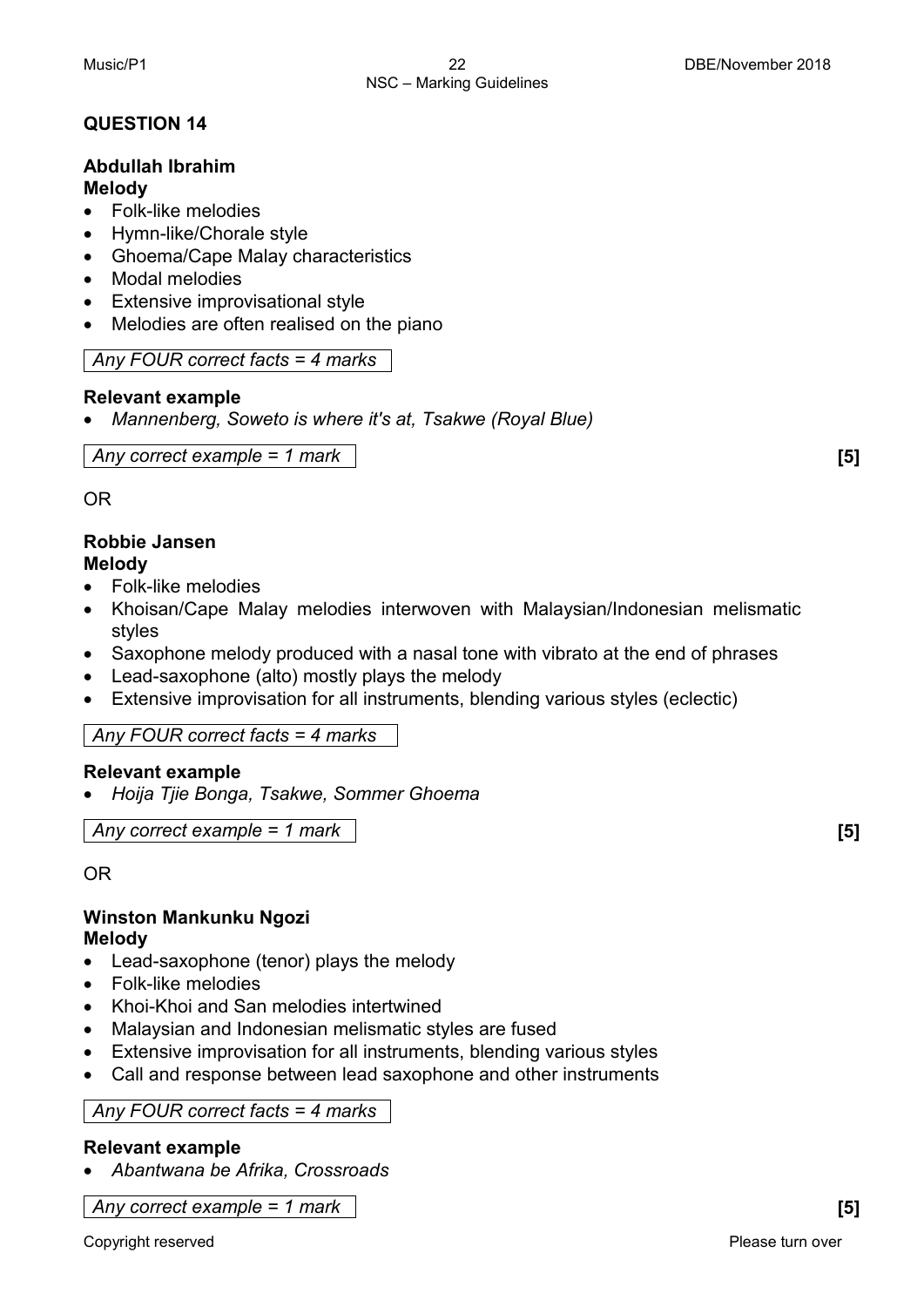## QUESTION 14

**Abdullah Ibrahim**
**Melody**

- Folk-like melodies
- Hymn-like/Chorale style
- Ghoema/Cape Malay characteristics
- Modal melodies
- Extensive improvisational style
- Melodies are often realised on the piano

*Any FOUR correct facts = 4 marks*

**Relevant example**

- *Mannenberg, Soweto is where it's at, Tsakwe (Royal Blue)*

*Any correct example = 1 mark* **[5]**

OR

**Robbie Jansen**
**Melody**

- Folk-like melodies
- Khoisan/Cape Malay melodies interwoven with Malaysian/Indonesian melismatic styles
- Saxophone melody produced with a nasal tone with vibrato at the end of phrases
- Lead-saxophone (alto) mostly plays the melody
- Extensive improvisation for all instruments, blending various styles (eclectic)

*Any FOUR correct facts = 4 marks*

**Relevant example**

- *Hoija Tjie Bonga, Tsakwe, Sommer Ghoema*

*Any correct example = 1 mark* **[5]**

OR

**Winston Mankunku Ngozi**
**Melody**

- Lead-saxophone (tenor) plays the melody
- Folk-like melodies
- Khoi-Khoi and San melodies intertwined
- Malaysian and Indonesian melismatic styles are fused
- Extensive improvisation for all instruments, blending various styles
- Call and response between lead saxophone and other instruments

*Any FOUR correct facts = 4 marks*

**Relevant example**

- *Abantwana be Afrika, Crossroads*

*Any correct example = 1 mark* **[5]**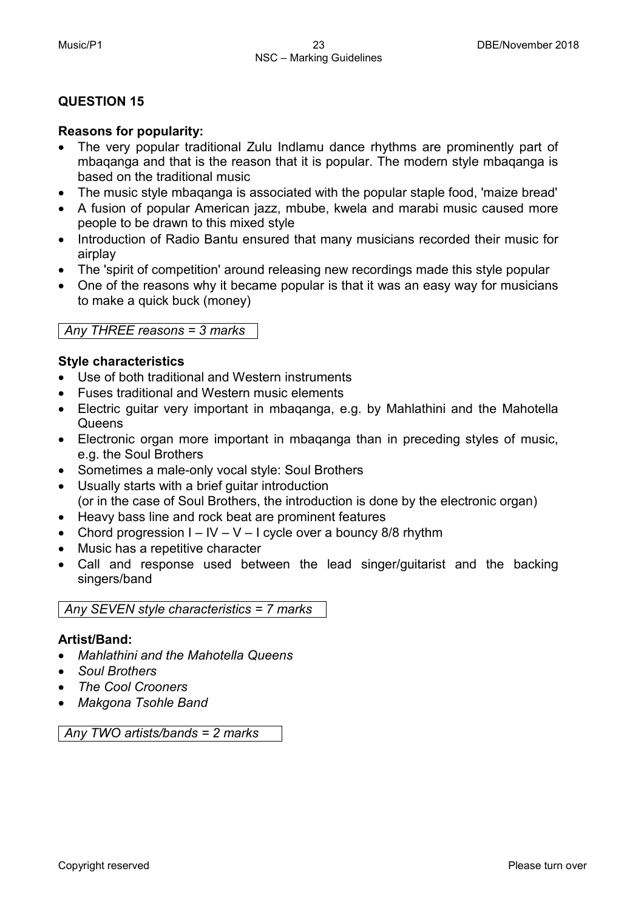## QUESTION 15

**Reasons for popularity:**

- The very popular traditional Zulu Indlamu dance rhythms are prominently part of mbaqanga and that is the reason that it is popular. The modern style mbaqanga is based on the traditional music
- The music style mbaqanga is associated with the popular staple food, 'maize bread'
- A fusion of popular American jazz, mbube, kwela and marabi music caused more people to be drawn to this mixed style
- Introduction of Radio Bantu ensured that many musicians recorded their music for airplay
- The 'spirit of competition' around releasing new recordings made this style popular
- One of the reasons why it became popular is that it was an easy way for musicians to make a quick buck (money)

*Any THREE reasons = 3 marks*

**Style characteristics**

- Use of both traditional and Western instruments
- Fuses traditional and Western music elements
- Electric guitar very important in mbaqanga, e.g. by Mahlathini and the Mahotella Queens
- Electronic organ more important in mbaqanga than in preceding styles of music, e.g. the Soul Brothers
- Sometimes a male-only vocal style: Soul Brothers
- Usually starts with a brief guitar introduction (or in the case of Soul Brothers, the introduction is done by the electronic organ)
- Heavy bass line and rock beat are prominent features
- Chord progression I – IV – V – I cycle over a bouncy 8/8 rhythm
- Music has a repetitive character
- Call and response used between the lead singer/guitarist and the backing singers/band

*Any SEVEN style characteristics = 7 marks*

**Artist/Band:**

- *Mahlathini and the Mahotella Queens*
- *Soul Brothers*
- *The Cool Crooners*
- *Makgona Tsohle Band*

*Any TWO artists/bands = 2 marks*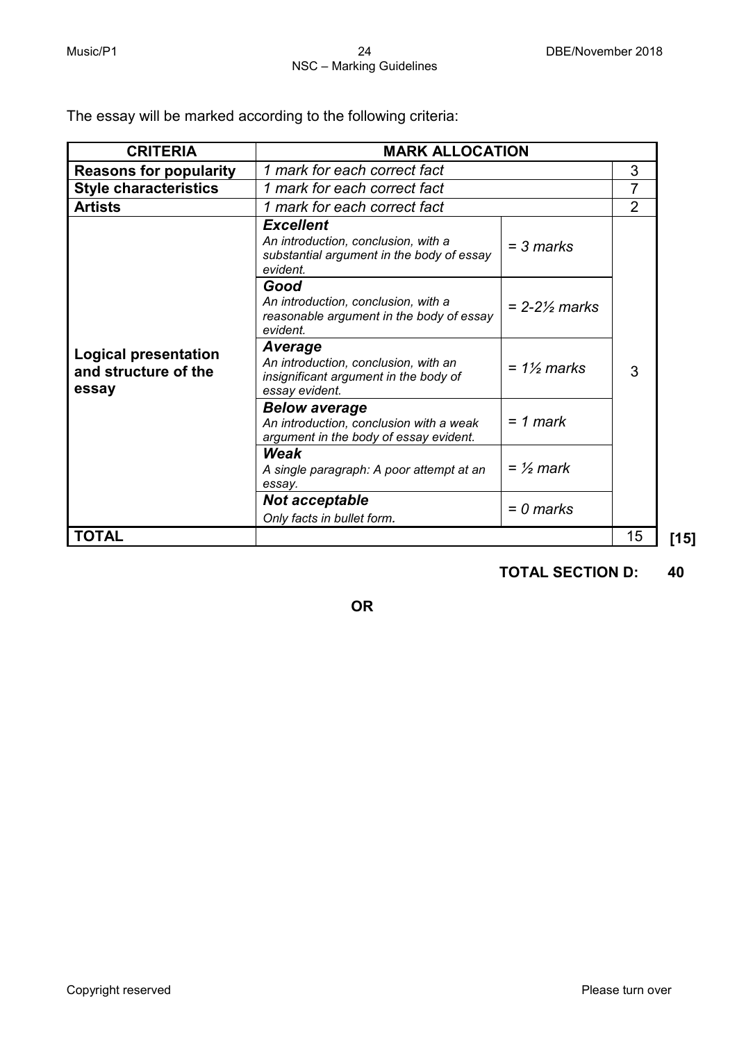The essay will be marked according to the following criteria:

| CRITERIA | MARK ALLOCATION | | |
|---|---|---|---|
| **Reasons for popularity** | *1 mark for each correct fact* | | 3 |
| **Style characteristics** | *1 mark for each correct fact* | | 7 |
| **Artists** | *1 mark for each correct fact* | | 2 |
| **Logical presentation and structure of the essay** | ***Excellent*** *An introduction, conclusion, with a substantial argument in the body of essay evident.* | *= 3 marks* | 3 |
| | ***Good*** *An introduction, conclusion, with a reasonable argument in the body of essay evident.* | *= 2-2½ marks* | |
| | ***Average*** *An introduction, conclusion, with an insignificant argument in the body of essay evident.* | *= 1½ marks* | |
| | ***Below average*** *An introduction, conclusion with a weak argument in the body of essay evident.* | *= 1 mark* | |
| | ***Weak*** *A single paragraph: A poor attempt at an essay.* | *= ½ mark* | |
| | ***Not acceptable*** *Only facts in bullet form.* | *= 0 marks* | |
| **TOTAL** | | | 15 |

**[15]**

**TOTAL SECTION D: 40**

**OR**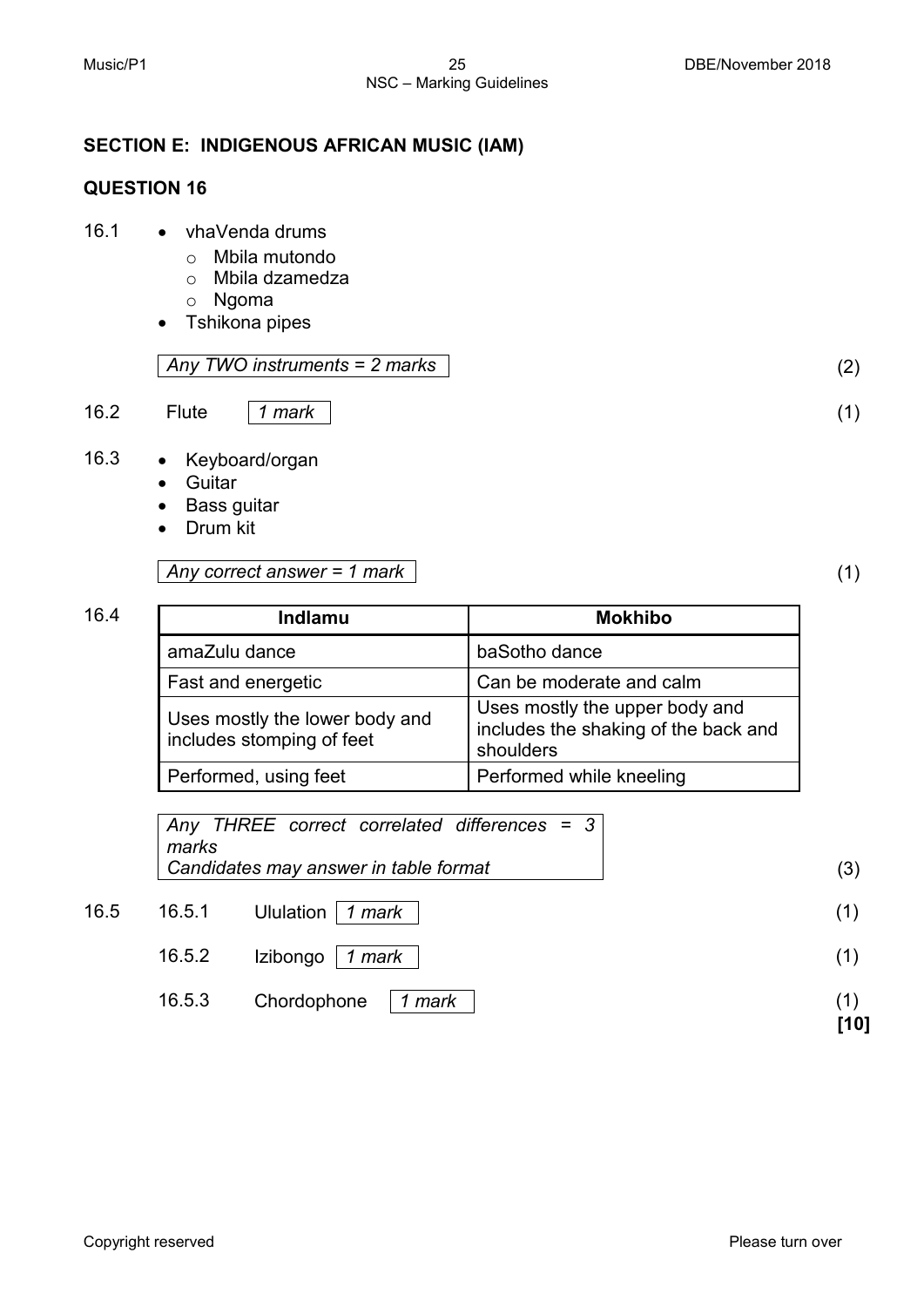## SECTION E: INDIGENOUS AFRICAN MUSIC (IAM)

### QUESTION 16

16.1

- vhaVenda drums
  - Mbila mutondo
  - Mbila dzamedza
  - Ngoma
- Tshikona pipes

*Any TWO instruments = 2 marks* (2)

16.2 Flute *1 mark* (1)

16.3

- Keyboard/organ
- Guitar
- Bass guitar
- Drum kit

*Any correct answer = 1 mark* (1)

16.4

| Indlamu | Mokhibo |
|---|---|
| amaZulu dance | baSotho dance |
| Fast and energetic | Can be moderate and calm |
| Uses mostly the lower body and includes stomping of feet | Uses mostly the upper body and includes the shaking of the back and shoulders |
| Performed, using feet | Performed while kneeling |

*Any THREE correct correlated differences = 3 marks*
*Candidates may answer in table format* (3)

16.5

16.5.1 Ululation *1 mark* (1)

16.5.2 Izibongo *1 mark* (1)

16.5.3 Chordophone *1 mark* (1)

**[10]**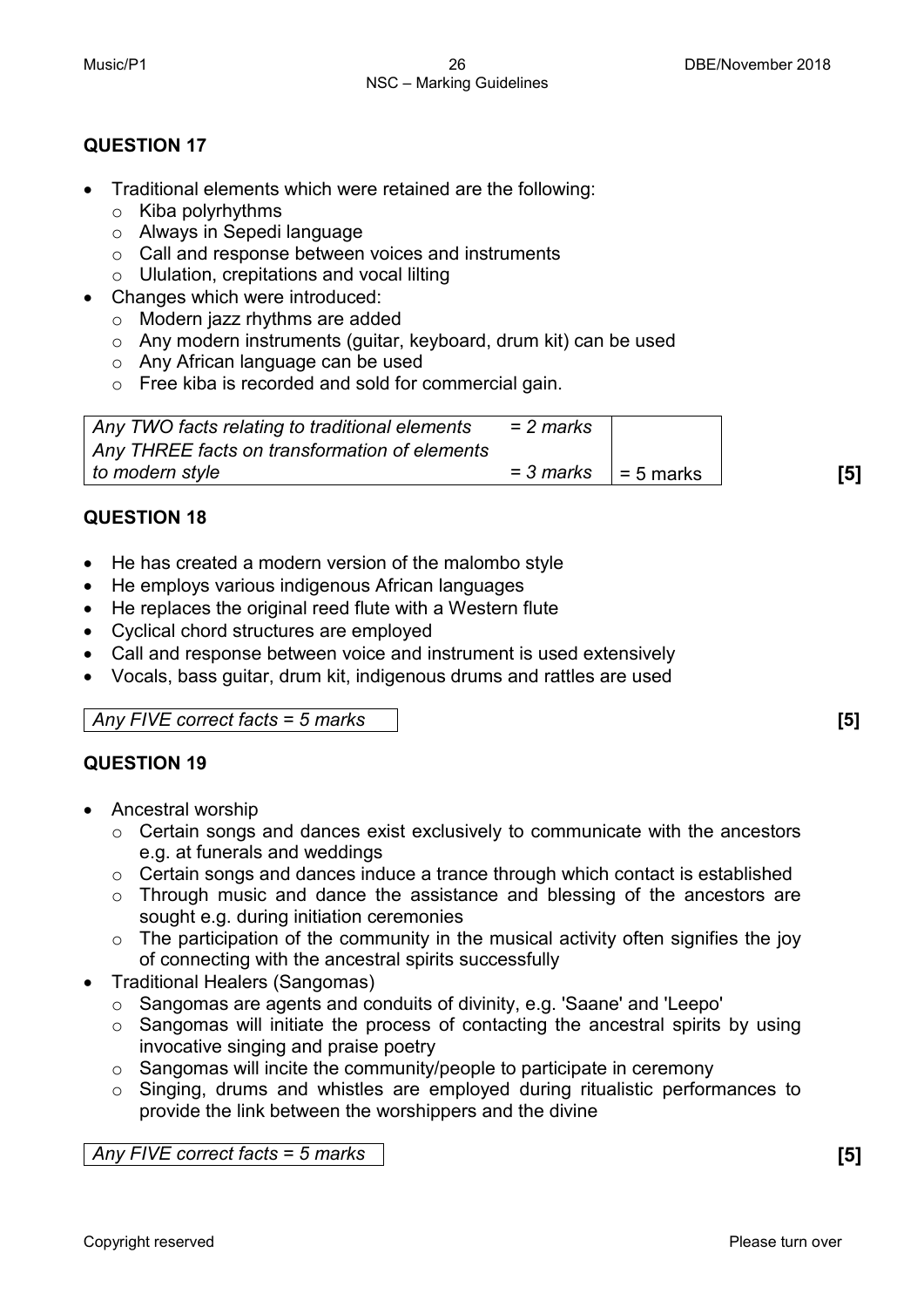## QUESTION 17

- Traditional elements which were retained are the following:
  - Kiba polyrhythms
  - Always in Sepedi language
  - Call and response between voices and instruments
  - Ululation, crepitations and vocal lilting
- Changes which were introduced:
  - Modern jazz rhythms are added
  - Any modern instruments (guitar, keyboard, drum kit) can be used
  - Any African language can be used
  - Free kiba is recorded and sold for commercial gain.

| | | |
|---|---|---|
| *Any TWO facts relating to traditional elements* | *= 2 marks* | |
| *Any THREE facts on transformation of elements to modern style* | *= 3 marks* | = 5 marks |

**[5]**

## QUESTION 18

- He has created a modern version of the malombo style
- He employs various indigenous African languages
- He replaces the original reed flute with a Western flute
- Cyclical chord structures are employed
- Call and response between voice and instrument is used extensively
- Vocals, bass guitar, drum kit, indigenous drums and rattles are used

*Any FIVE correct facts = 5 marks* **[5]**

## QUESTION 19

- Ancestral worship
  - Certain songs and dances exist exclusively to communicate with the ancestors e.g. at funerals and weddings
  - Certain songs and dances induce a trance through which contact is established
  - Through music and dance the assistance and blessing of the ancestors are sought e.g. during initiation ceremonies
  - The participation of the community in the musical activity often signifies the joy of connecting with the ancestral spirits successfully
- Traditional Healers (Sangomas)
  - Sangomas are agents and conduits of divinity, e.g. 'Saane' and 'Leepo'
  - Sangomas will initiate the process of contacting the ancestral spirits by using invocative singing and praise poetry
  - Sangomas will incite the community/people to participate in ceremony
  - Singing, drums and whistles are employed during ritualistic performances to provide the link between the worshippers and the divine

*Any FIVE correct facts = 5 marks* **[5]**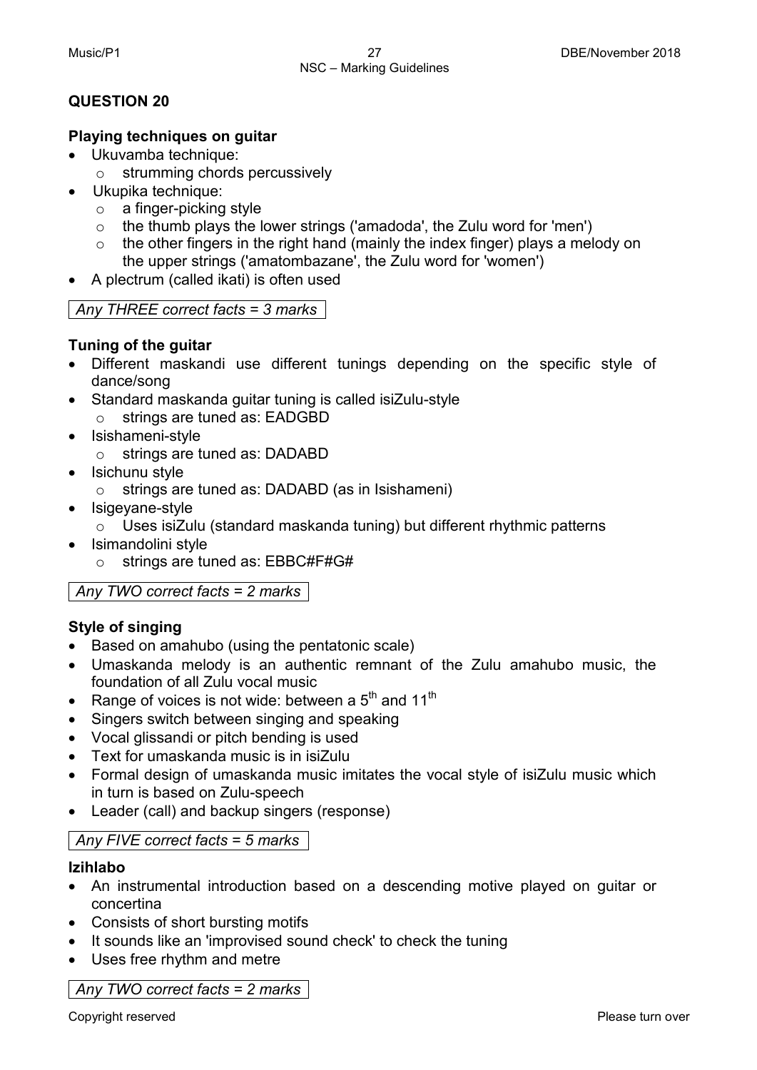## QUESTION 20

### Playing techniques on guitar

- Ukuvamba technique:
  - strumming chords percussively
- Ukupika technique:
  - a finger-picking style
  - the thumb plays the lower strings ('amadoda', the Zulu word for 'men')
  - the other fingers in the right hand (mainly the index finger) plays a melody on the upper strings ('amatombazane', the Zulu word for 'women')
- A plectrum (called ikati) is often used

*Any THREE correct facts = 3 marks*

### Tuning of the guitar

- Different maskandi use different tunings depending on the specific style of dance/song
- Standard maskanda guitar tuning is called isiZulu-style
  - strings are tuned as: EADGBD
- Isishameni-style
  - strings are tuned as: DADABD
- Isichunu style
  - strings are tuned as: DADABD (as in Isishameni)
- Isigeyane-style
  - Uses isiZulu (standard maskanda tuning) but different rhythmic patterns
- Isimandolini style
  - strings are tuned as: EBBC#F#G#

*Any TWO correct facts = 2 marks*

### Style of singing

- Based on amahubo (using the pentatonic scale)
- Umaskanda melody is an authentic remnant of the Zulu amahubo music, the foundation of all Zulu vocal music
- Range of voices is not wide: between a 5th and 11th
- Singers switch between singing and speaking
- Vocal glissandi or pitch bending is used
- Text for umaskanda music is in isiZulu
- Formal design of umaskanda music imitates the vocal style of isiZulu music which in turn is based on Zulu-speech
- Leader (call) and backup singers (response)

*Any FIVE correct facts = 5 marks*

### Izihlabo

- An instrumental introduction based on a descending motive played on guitar or concertina
- Consists of short bursting motifs
- It sounds like an 'improvised sound check' to check the tuning
- Uses free rhythm and metre

*Any TWO correct facts = 2 marks*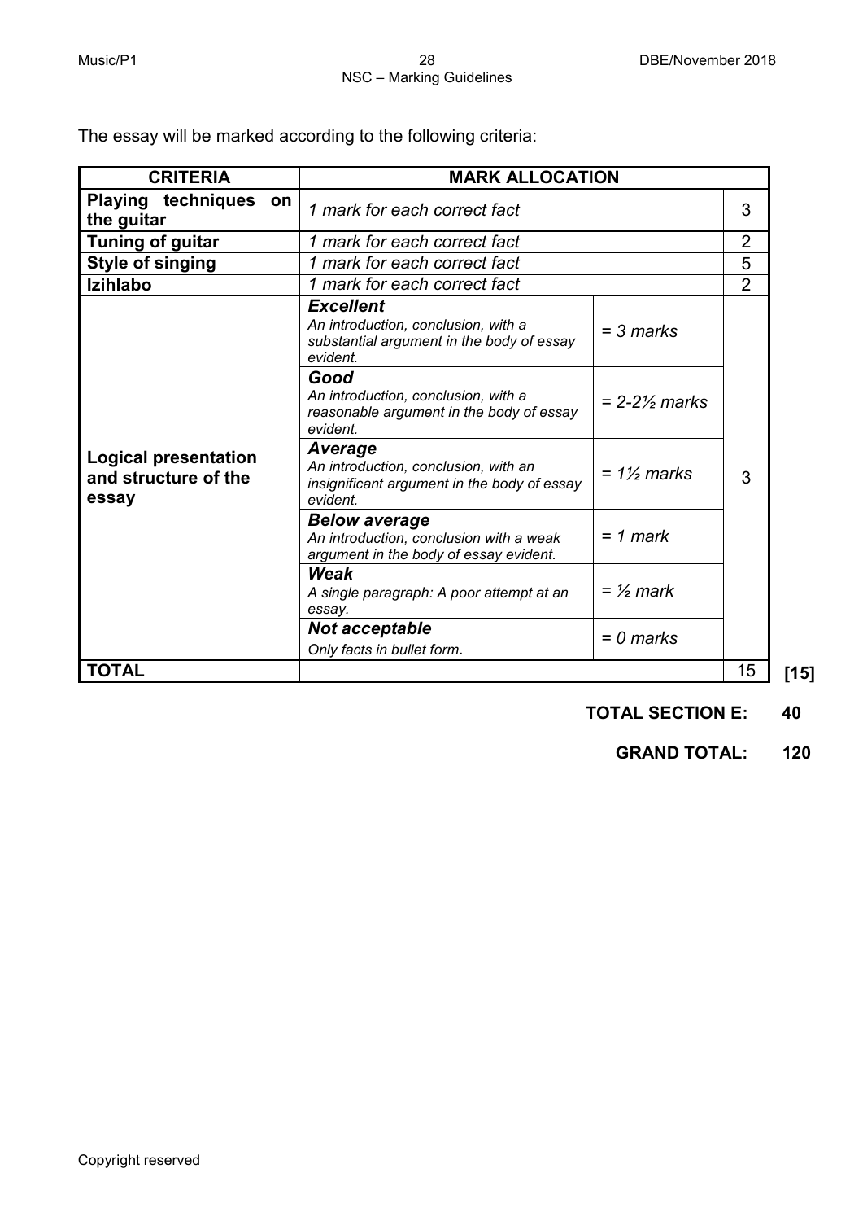The essay will be marked according to the following criteria:

| CRITERIA | MARK ALLOCATION | | |
|---|---|---|---|
| **Playing techniques on the guitar** | *1 mark for each correct fact* | | 3 |
| **Tuning of guitar** | *1 mark for each correct fact* | | 2 |
| **Style of singing** | *1 mark for each correct fact* | | 5 |
| **Izihlabo** | *1 mark for each correct fact* | | 2 |
| **Logical presentation and structure of the essay** | ***Excellent*** *An introduction, conclusion, with a substantial argument in the body of essay evident.* | *= 3 marks* | 3 |
| | ***Good*** *An introduction, conclusion, with a reasonable argument in the body of essay evident.* | *= 2-2½ marks* | |
| | ***Average*** *An introduction, conclusion, with an insignificant argument in the body of essay evident.* | *= 1½ marks* | |
| | ***Below average*** *An introduction, conclusion with a weak argument in the body of essay evident.* | *= 1 mark* | |
| | ***Weak*** *A single paragraph: A poor attempt at an essay.* | *= ½ mark* | |
| | ***Not acceptable*** *Only facts in bullet form.* | *= 0 marks* | |
| **TOTAL** | | | 15 |

**[15]**

**TOTAL SECTION E: 40**

**GRAND TOTAL: 120**